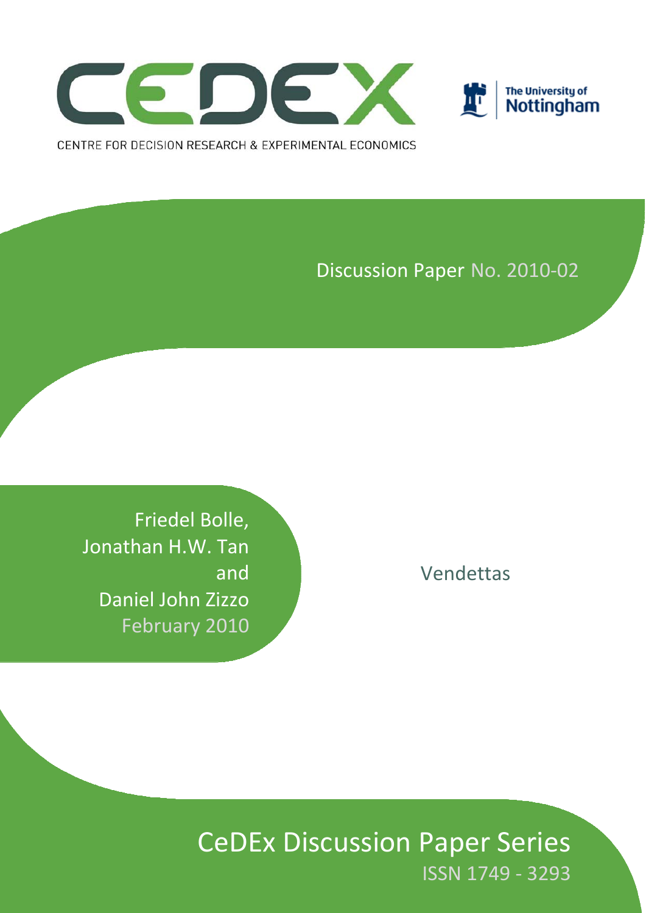CENTRE FOR DECISION RESEARCH & EXPERIMENTAL ECONOMICS

The University of Nottingham

Discussion Paper No. 2010-02

Friedel Bolle, Jonathan H.W. Tan and Daniel John Zizzo

February 2010

# Vendettas

CeDEx Discussion Paper Series

ISSN 1749 - 3293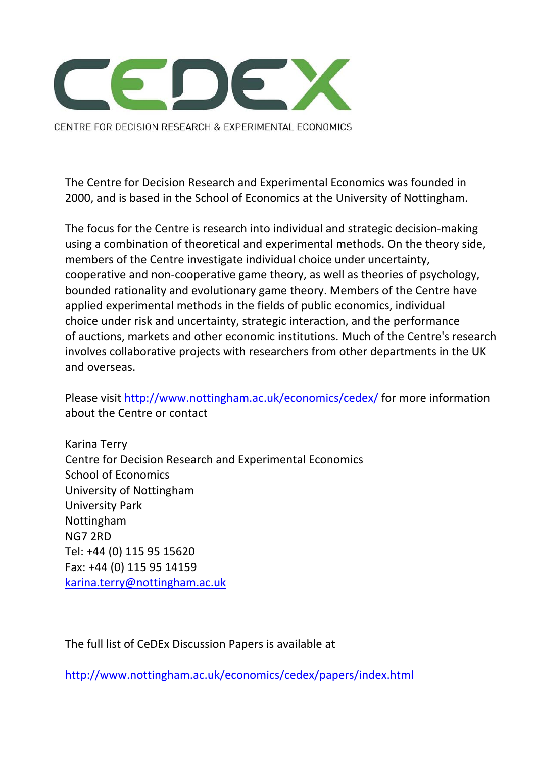# CEDEX

CENTRE FOR DECISION RESEARCH & EXPERIMENTAL ECONOMICS

The Centre for Decision Research and Experimental Economics was founded in 2000, and is based in the School of Economics at the University of Nottingham.

The focus for the Centre is research into individual and strategic decision-making using a combination of theoretical and experimental methods. On the theory side, members of the Centre investigate individual choice under uncertainty, cooperative and non-cooperative game theory, as well as theories of psychology, bounded rationality and evolutionary game theory. Members of the Centre have applied experimental methods in the fields of public economics, individual choice under risk and uncertainty, strategic interaction, and the performance of auctions, markets and other economic institutions. Much of the Centre's research involves collaborative projects with researchers from other departments in the UK and overseas.

Please visit http://www.nottingham.ac.uk/economics/cedex/ for more information about the Centre or contact

Karina Terry  
Centre for Decision Research and Experimental Economics  
School of Economics  
University of Nottingham  
University Park  
Nottingham  
NG7 2RD  
Tel: +44 (0) 115 95 15620  
Fax: +44 (0) 115 95 14159  
karina.terry@nottingham.ac.uk

The full list of CeDEx Discussion Papers is available at

http://www.nottingham.ac.uk/economics/cedex/papers/index.html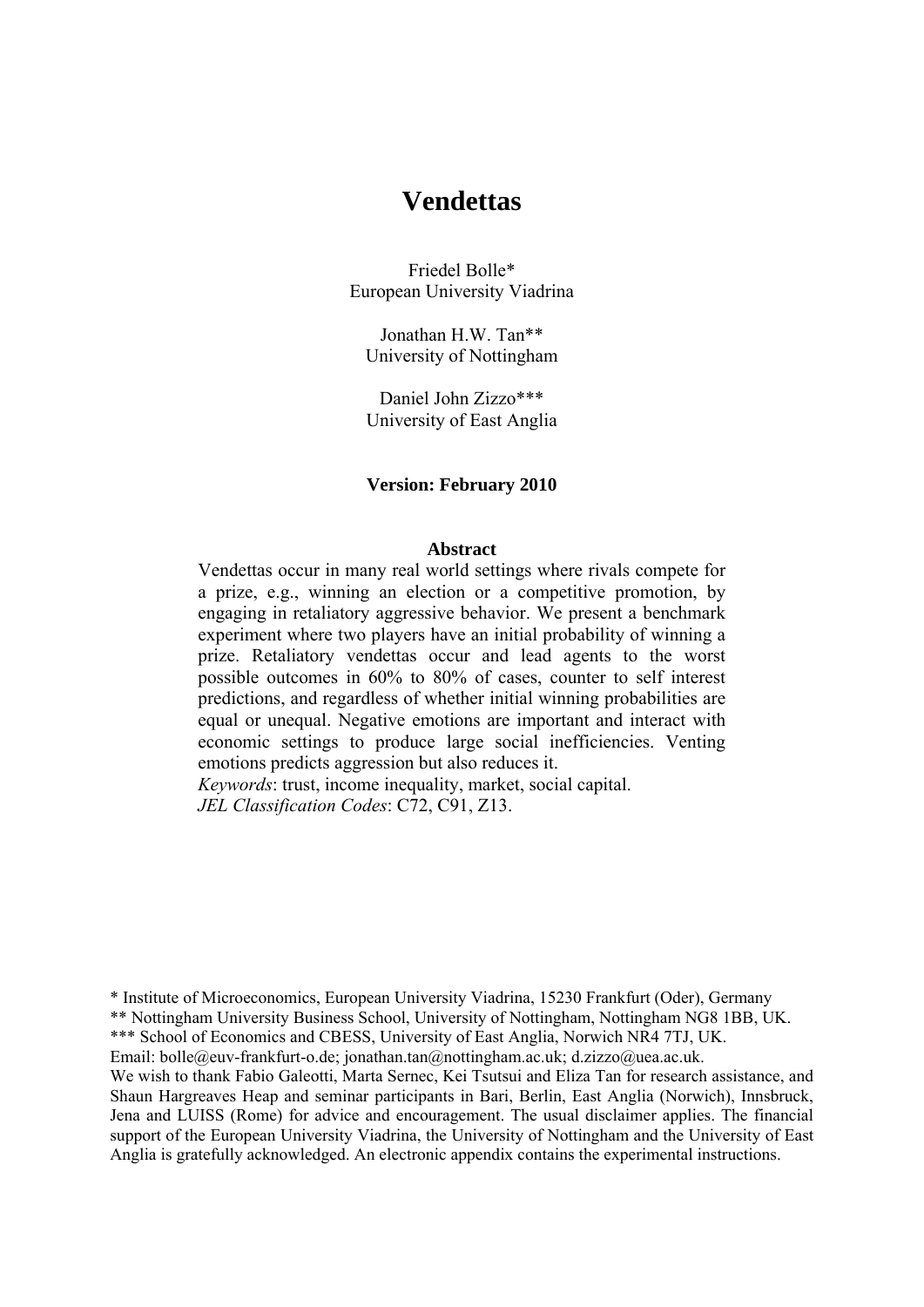# Vendettas

Friedel Bolle*
European University Viadrina

Jonathan H.W. Tan**
University of Nottingham

Daniel John Zizzo***
University of East Anglia

**Version: February 2010**

**Abstract**

Vendettas occur in many real world settings where rivals compete for a prize, e.g., winning an election or a competitive promotion, by engaging in retaliatory aggressive behavior. We present a benchmark experiment where two players have an initial probability of winning a prize. Retaliatory vendettas occur and lead agents to the worst possible outcomes in 60% to 80% of cases, counter to self interest predictions, and regardless of whether initial winning probabilities are equal or unequal. Negative emotions are important and interact with economic settings to produce large social inefficiencies. Venting emotions predicts aggression but also reduces it.

*Keywords*: trust, income inequality, market, social capital.

*JEL Classification Codes*: C72, C91, Z13.

\* Institute of Microeconomics, European University Viadrina, 15230 Frankfurt (Oder), Germany

\*\* Nottingham University Business School, University of Nottingham, Nottingham NG8 1BB, UK.

\*\*\* School of Economics and CBESS, University of East Anglia, Norwich NR4 7TJ, UK.

Email: bolle@euv-frankfurt-o.de; jonathan.tan@nottingham.ac.uk; d.zizzo@uea.ac.uk.

We wish to thank Fabio Galeotti, Marta Sernec, Kei Tsutsui and Eliza Tan for research assistance, and Shaun Hargreaves Heap and seminar participants in Bari, Berlin, East Anglia (Norwich), Innsbruck, Jena and LUISS (Rome) for advice and encouragement. The usual disclaimer applies. The financial support of the European University Viadrina, the University of Nottingham and the University of East Anglia is gratefully acknowledged. An electronic appendix contains the experimental instructions.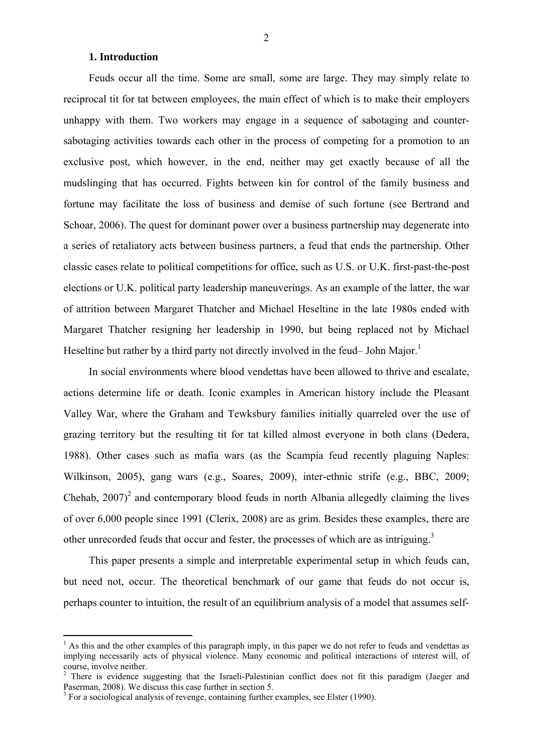## 1. Introduction

Feuds occur all the time. Some are small, some are large. They may simply relate to reciprocal tit for tat between employees, the main effect of which is to make their employers unhappy with them. Two workers may engage in a sequence of sabotaging and counter-sabotaging activities towards each other in the process of competing for a promotion to an exclusive post, which however, in the end, neither may get exactly because of all the mudslinging that has occurred. Fights between kin for control of the family business and fortune may facilitate the loss of business and demise of such fortune (see Bertrand and Schoar, 2006). The quest for dominant power over a business partnership may degenerate into a series of retaliatory acts between business partners, a feud that ends the partnership. Other classic cases relate to political competitions for office, such as U.S. or U.K. first-past-the-post elections or U.K. political party leadership maneuverings. As an example of the latter, the war of attrition between Margaret Thatcher and Michael Heseltine in the late 1980s ended with Margaret Thatcher resigning her leadership in 1990, but being replaced not by Michael Heseltine but rather by a third party not directly involved in the feud– John Major.[1]

In social environments where blood vendettas have been allowed to thrive and escalate, actions determine life or death. Iconic examples in American history include the Pleasant Valley War, where the Graham and Tewksbury families initially quarreled over the use of grazing territory but the resulting tit for tat killed almost everyone in both clans (Dedera, 1988). Other cases such as mafia wars (as the Scampia feud recently plaguing Naples: Wilkinson, 2005), gang wars (e.g., Soares, 2009), inter-ethnic strife (e.g., BBC, 2009; Chehab, 2007)[2] and contemporary blood feuds in north Albania allegedly claiming the lives of over 6,000 people since 1991 (Clerix, 2008) are as grim. Besides these examples, there are other unrecorded feuds that occur and fester, the processes of which are as intriguing.[3]

This paper presents a simple and interpretable experimental setup in which feuds can, but need not, occur. The theoretical benchmark of our game that feuds do not occur is, perhaps counter to intuition, the result of an equilibrium analysis of a model that assumes self-

---

[1] As this and the other examples of this paragraph imply, in this paper we do not refer to feuds and vendettas as implying necessarily acts of physical violence. Many economic and political interactions of interest will, of course, involve neither.

[2] There is evidence suggesting that the Israeli-Palestinian conflict does not fit this paradigm (Jaeger and Paserman, 2008). We discuss this case further in section 5.

[3] For a sociological analysis of revenge, containing further examples, see Elster (1990).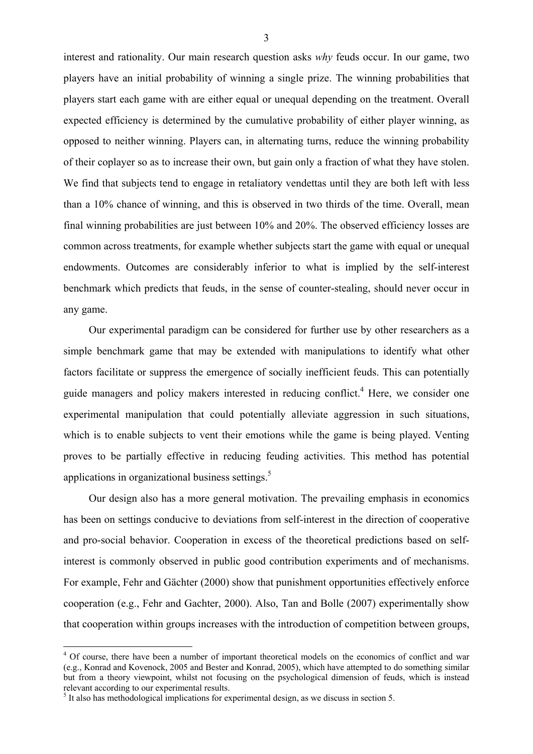interest and rationality. Our main research question asks *why* feuds occur. In our game, two players have an initial probability of winning a single prize. The winning probabilities that players start each game with are either equal or unequal depending on the treatment. Overall expected efficiency is determined by the cumulative probability of either player winning, as opposed to neither winning. Players can, in alternating turns, reduce the winning probability of their coplayer so as to increase their own, but gain only a fraction of what they have stolen. We find that subjects tend to engage in retaliatory vendettas until they are both left with less than a 10% chance of winning, and this is observed in two thirds of the time. Overall, mean final winning probabilities are just between 10% and 20%. The observed efficiency losses are common across treatments, for example whether subjects start the game with equal or unequal endowments. Outcomes are considerably inferior to what is implied by the self-interest benchmark which predicts that feuds, in the sense of counter-stealing, should never occur in any game.

Our experimental paradigm can be considered for further use by other researchers as a simple benchmark game that may be extended with manipulations to identify what other factors facilitate or suppress the emergence of socially inefficient feuds. This can potentially guide managers and policy makers interested in reducing conflict.[4] Here, we consider one experimental manipulation that could potentially alleviate aggression in such situations, which is to enable subjects to vent their emotions while the game is being played. Venting proves to be partially effective in reducing feuding activities. This method has potential applications in organizational business settings.[5]

Our design also has a more general motivation. The prevailing emphasis in economics has been on settings conducive to deviations from self-interest in the direction of cooperative and pro-social behavior. Cooperation in excess of the theoretical predictions based on self-interest is commonly observed in public good contribution experiments and of mechanisms. For example, Fehr and Gächter (2000) show that punishment opportunities effectively enforce cooperation (e.g., Fehr and Gachter, 2000). Also, Tan and Bolle (2007) experimentally show that cooperation within groups increases with the introduction of competition between groups,

[4] Of course, there have been a number of important theoretical models on the economics of conflict and war (e.g., Konrad and Kovenock, 2005 and Bester and Konrad, 2005), which have attempted to do something similar but from a theory viewpoint, whilst not focusing on the psychological dimension of feuds, which is instead relevant according to our experimental results.

[5] It also has methodological implications for experimental design, as we discuss in section 5.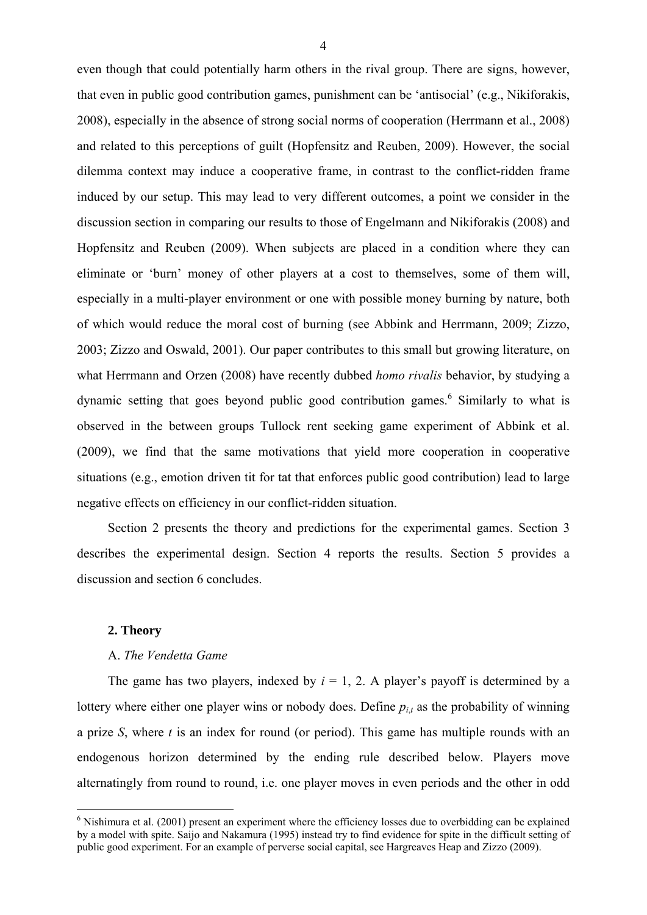even though that could potentially harm others in the rival group. There are signs, however, that even in public good contribution games, punishment can be 'antisocial' (e.g., Nikiforakis, 2008), especially in the absence of strong social norms of cooperation (Herrmann et al., 2008) and related to this perceptions of guilt (Hopfensitz and Reuben, 2009). However, the social dilemma context may induce a cooperative frame, in contrast to the conflict-ridden frame induced by our setup. This may lead to very different outcomes, a point we consider in the discussion section in comparing our results to those of Engelmann and Nikiforakis (2008) and Hopfensitz and Reuben (2009). When subjects are placed in a condition where they can eliminate or 'burn' money of other players at a cost to themselves, some of them will, especially in a multi-player environment or one with possible money burning by nature, both of which would reduce the moral cost of burning (see Abbink and Herrmann, 2009; Zizzo, 2003; Zizzo and Oswald, 2001). Our paper contributes to this small but growing literature, on what Herrmann and Orzen (2008) have recently dubbed *homo rivalis* behavior, by studying a dynamic setting that goes beyond public good contribution games.[6] Similarly to what is observed in the between groups Tullock rent seeking game experiment of Abbink et al. (2009), we find that the same motivations that yield more cooperation in cooperative situations (e.g., emotion driven tit for tat that enforces public good contribution) lead to large negative effects on efficiency in our conflict-ridden situation.

Section 2 presents the theory and predictions for the experimental games. Section 3 describes the experimental design. Section 4 reports the results. Section 5 provides a discussion and section 6 concludes.

## 2. Theory

### A. *The Vendetta Game*

The game has two players, indexed by $i$ = 1, 2. A player's payoff is determined by a lottery where either one player wins or nobody does. Define $p_{i,t}$ as the probability of winning a prize $S$, where $t$ is an index for round (or period). This game has multiple rounds with an endogenous horizon determined by the ending rule described below. Players move alternatingly from round to round, i.e. one player moves in even periods and the other in odd

[6] Nishimura et al. (2001) present an experiment where the efficiency losses due to overbidding can be explained by a model with spite. Saijo and Nakamura (1995) instead try to find evidence for spite in the difficult setting of public good experiment. For an example of perverse social capital, see Hargreaves Heap and Zizzo (2009).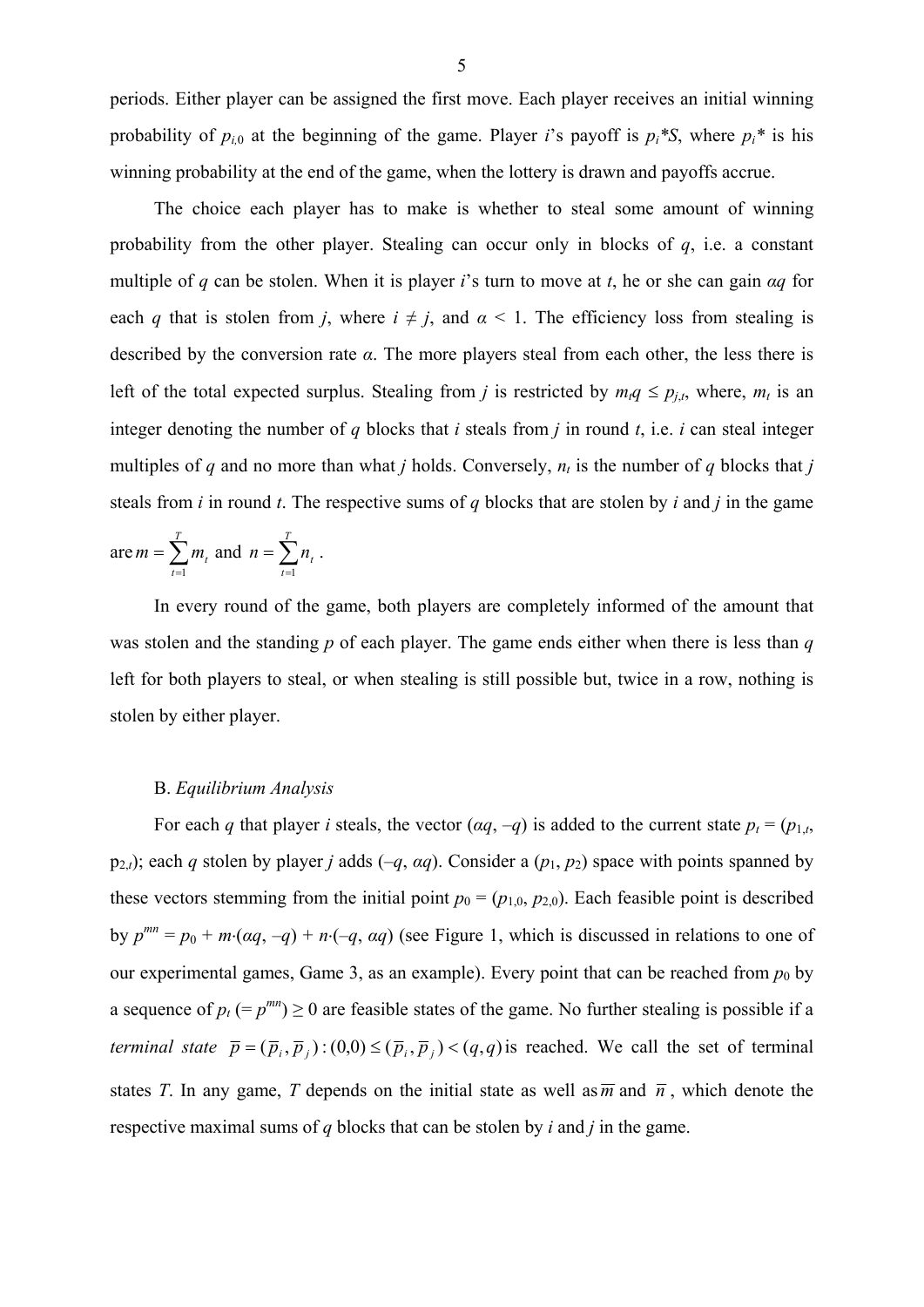periods. Either player can be assigned the first move. Each player receives an initial winning probability of $p_{i,0}$ at the beginning of the game. Player $i$'s payoff is $p_i{*}S$, where $p_i{*}$ is his winning probability at the end of the game, when the lottery is drawn and payoffs accrue.

The choice each player has to make is whether to steal some amount of winning probability from the other player. Stealing can occur only in blocks of $q$, i.e. a constant multiple of $q$ can be stolen. When it is player $i$'s turn to move at $t$, he or she can gain $\alpha q$ for each $q$ that is stolen from $j$, where $i \neq j$, and $\alpha < 1$. The efficiency loss from stealing is described by the conversion rate $\alpha$. The more players steal from each other, the less there is left of the total expected surplus. Stealing from $j$ is restricted by $m_t q \leq p_{j,t}$, where, $m_t$ is an integer denoting the number of $q$ blocks that $i$ steals from $j$ in round $t$, i.e. $i$ can steal integer multiples of $q$ and no more than what $j$ holds. Conversely, $n_t$ is the number of $q$ blocks that $j$ steals from $i$ in round $t$. The respective sums of $q$ blocks that are stolen by $i$ and $j$ in the game are $m = \sum_{t=1}^{T} m_t$ and $n = \sum_{t=1}^{T} n_t$ .

In every round of the game, both players are completely informed of the amount that was stolen and the standing $p$ of each player. The game ends either when there is less than $q$ left for both players to steal, or when stealing is still possible but, twice in a row, nothing is stolen by either player.

B. *Equilibrium Analysis*

For each $q$ that player $i$ steals, the vector $(\alpha q, -q)$ is added to the current state $p_t = (p_{1,t}, p_{2,t})$; each $q$ stolen by player $j$ adds $(-q, \alpha q)$. Consider a $(p_1, p_2)$ space with points spanned by these vectors stemming from the initial point $p_0 = (p_{1,0}, p_{2,0})$. Each feasible point is described by $p^{mn} = p_0 + m\cdot(\alpha q, -q) + n\cdot(-q, \alpha q)$ (see Figure 1, which is discussed in relations to one of our experimental games, Game 3, as an example). Every point that can be reached from $p_0$ by a sequence of $p_t$ $(= p^{mn}) \geq 0$ are feasible states of the game. No further stealing is possible if a *terminal state* $\overline{p} = (\overline{p}_i, \overline{p}_j) : (0,0) \leq (\overline{p}_i, \overline{p}_j) < (q,q)$ is reached. We call the set of terminal states $T$. In any game, $T$ depends on the initial state as well as $\overline{m}$ and $\overline{n}$ , which denote the respective maximal sums of $q$ blocks that can be stolen by $i$ and $j$ in the game.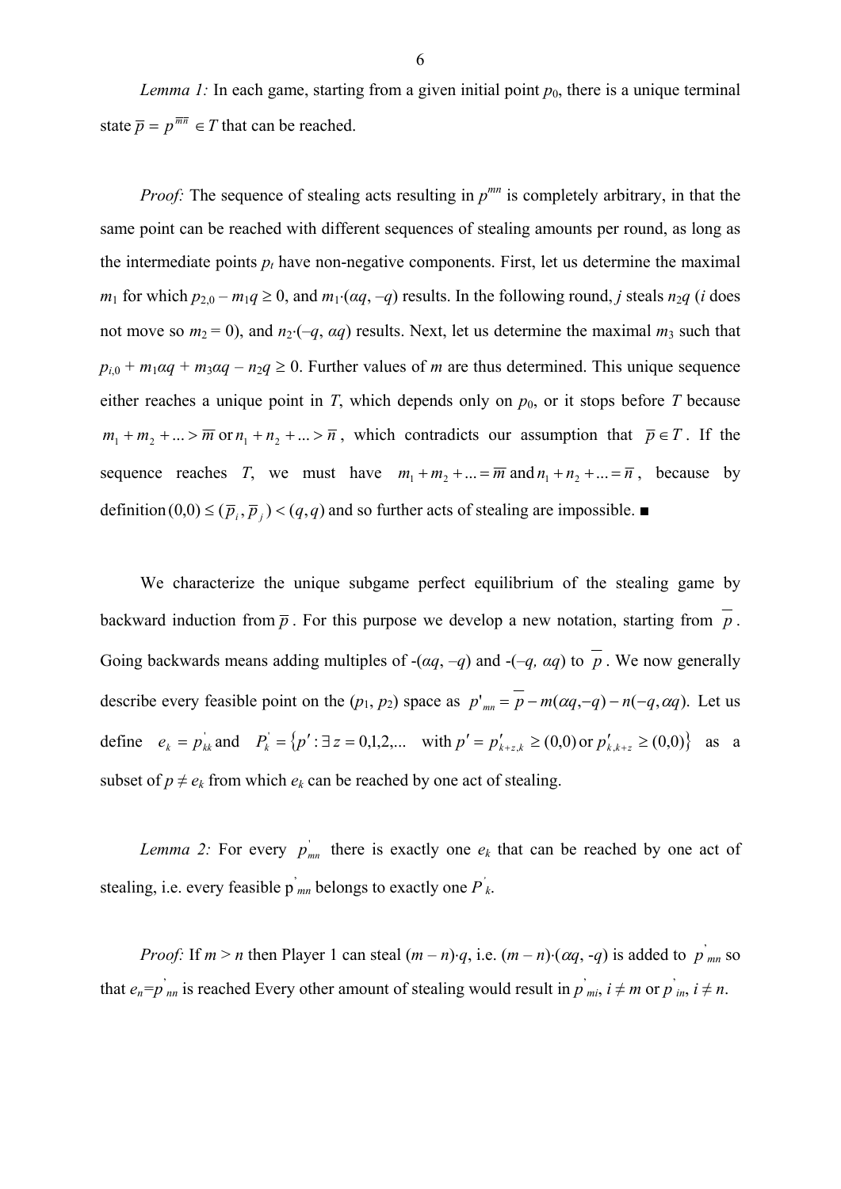*Lemma 1:* In each game, starting from a given initial point $p_0$, there is a unique terminal state $\overline{p} = p^{\overline{mn}} \in T$ that can be reached.

*Proof:* The sequence of stealing acts resulting in $p^{mn}$ is completely arbitrary, in that the same point can be reached with different sequences of stealing amounts per round, as long as the intermediate points $p_t$ have non-negative components. First, let us determine the maximal $m_1$ for which $p_{2,0} - m_1 q \geq 0$, and $m_1 \cdot (\alpha q, -q)$ results. In the following round, $j$ steals $n_2 q$ ($i$ does not move so $m_2 = 0$), and $n_2 \cdot (-q, \alpha q)$ results. Next, let us determine the maximal $m_3$ such that $p_{i,0} + m_1 \alpha q + m_3 \alpha q - n_2 q \geq 0$. Further values of $m$ are thus determined. This unique sequence either reaches a unique point in $T$, which depends only on $p_0$, or it stops before $T$ because $m_1 + m_2 + ... > \overline{m}$ or $n_1 + n_2 + ... > \overline{n}$, which contradicts our assumption that $\overline{p} \in T$. If the sequence reaches $T$, we must have $m_1 + m_2 + ... = \overline{m}$ and $n_1 + n_2 + ... = \overline{n}$, because by definition $(0,0) \leq (\overline{p}_i, \overline{p}_j) < (q, q)$ and so further acts of stealing are impossible. ■

We characterize the unique subgame perfect equilibrium of the stealing game by backward induction from $\overline{p}$. For this purpose we develop a new notation, starting from $\overline{p}$. Going backwards means adding multiples of $-(\alpha q, -q)$ and $-(-q, \alpha q)$ to $\overline{p}$. We now generally describe every feasible point on the $(p_1, p_2)$ space as $p'_{mn} = \overline{p} - m(\alpha q, -q) - n(-q, \alpha q)$. Let us define $e_k = p'_{kk}$ and $P'_k = \{p' : \exists z = 0,1,2,... \text{ with } p' = p'_{k+z,k} \geq (0,0) \text{ or } p'_{k,k+z} \geq (0,0)\}$ as a subset of $p \neq e_k$ from which $e_k$ can be reached by one act of stealing.

*Lemma 2:* For every $p'_{mn}$ there is exactly one $e_k$ that can be reached by one act of stealing, i.e. every feasible $p'_{mn}$ belongs to exactly one $P'_k$.

*Proof:* If $m > n$ then Player 1 can steal $(m - n) \cdot q$, i.e. $(m - n) \cdot (\alpha q, -q)$ is added to $p'_{mn}$ so that $e_n = p'_{nn}$ is reached Every other amount of stealing would result in $p'_{mi}$, $i \neq m$ or $p'_{in}$, $i \neq n$.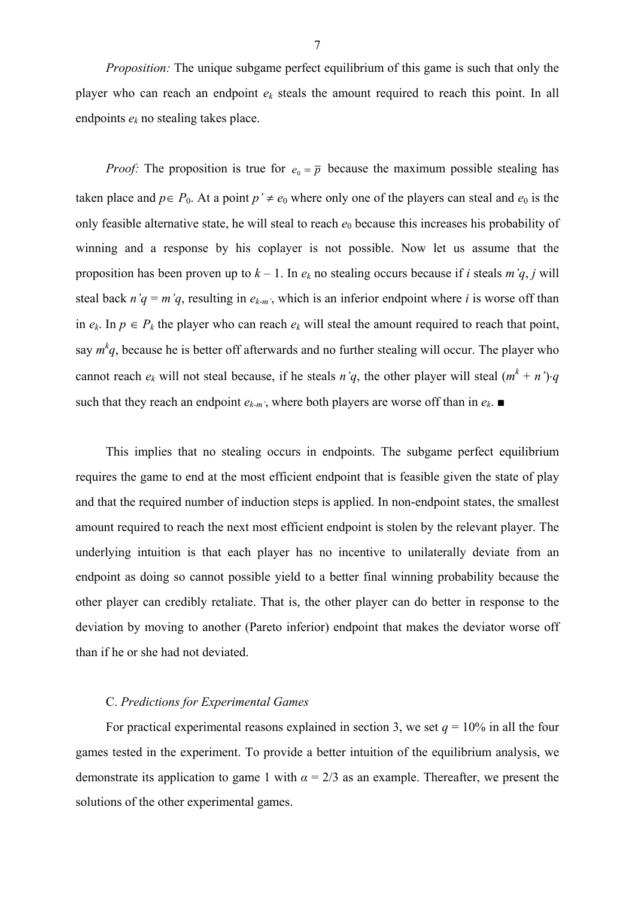*Proposition:* The unique subgame perfect equilibrium of this game is such that only the player who can reach an endpoint $e_k$ steals the amount required to reach this point. In all endpoints $e_k$ no stealing takes place.

*Proof:* The proposition is true for $e_0 = \overline{p}$ because the maximum possible stealing has taken place and $p \in P_0$. At a point $p' \neq e_0$ where only one of the players can steal and $e_0$ is the only feasible alternative state, he will steal to reach $e_0$ because this increases his probability of winning and a response by his coplayer is not possible. Now let us assume that the proposition has been proven up to $k - 1$. In $e_k$ no stealing occurs because if $i$ steals $m'q$, $j$ will steal back $n'q = m'q$, resulting in $e_{k-m'}$, which is an inferior endpoint where $i$ is worse off than in $e_k$. In $p \in P_k$ the player who can reach $e_k$ will steal the amount required to reach that point, say $m^k q$, because he is better off afterwards and no further stealing will occur. The player who cannot reach $e_k$ will not steal because, if he steals $n'q$, the other player will steal $(m^k + n')\cdot q$ such that they reach an endpoint $e_{k-m'}$, where both players are worse off than in $e_k$. ■

This implies that no stealing occurs in endpoints. The subgame perfect equilibrium requires the game to end at the most efficient endpoint that is feasible given the state of play and that the required number of induction steps is applied. In non-endpoint states, the smallest amount required to reach the next most efficient endpoint is stolen by the relevant player. The underlying intuition is that each player has no incentive to unilaterally deviate from an endpoint as doing so cannot possible yield to a better final winning probability because the other player can credibly retaliate. That is, the other player can do better in response to the deviation by moving to another (Pareto inferior) endpoint that makes the deviator worse off than if he or she had not deviated.

### C. *Predictions for Experimental Games*

For practical experimental reasons explained in section 3, we set $q = 10\%$ in all the four games tested in the experiment. To provide a better intuition of the equilibrium analysis, we demonstrate its application to game 1 with $\alpha = 2/3$ as an example. Thereafter, we present the solutions of the other experimental games.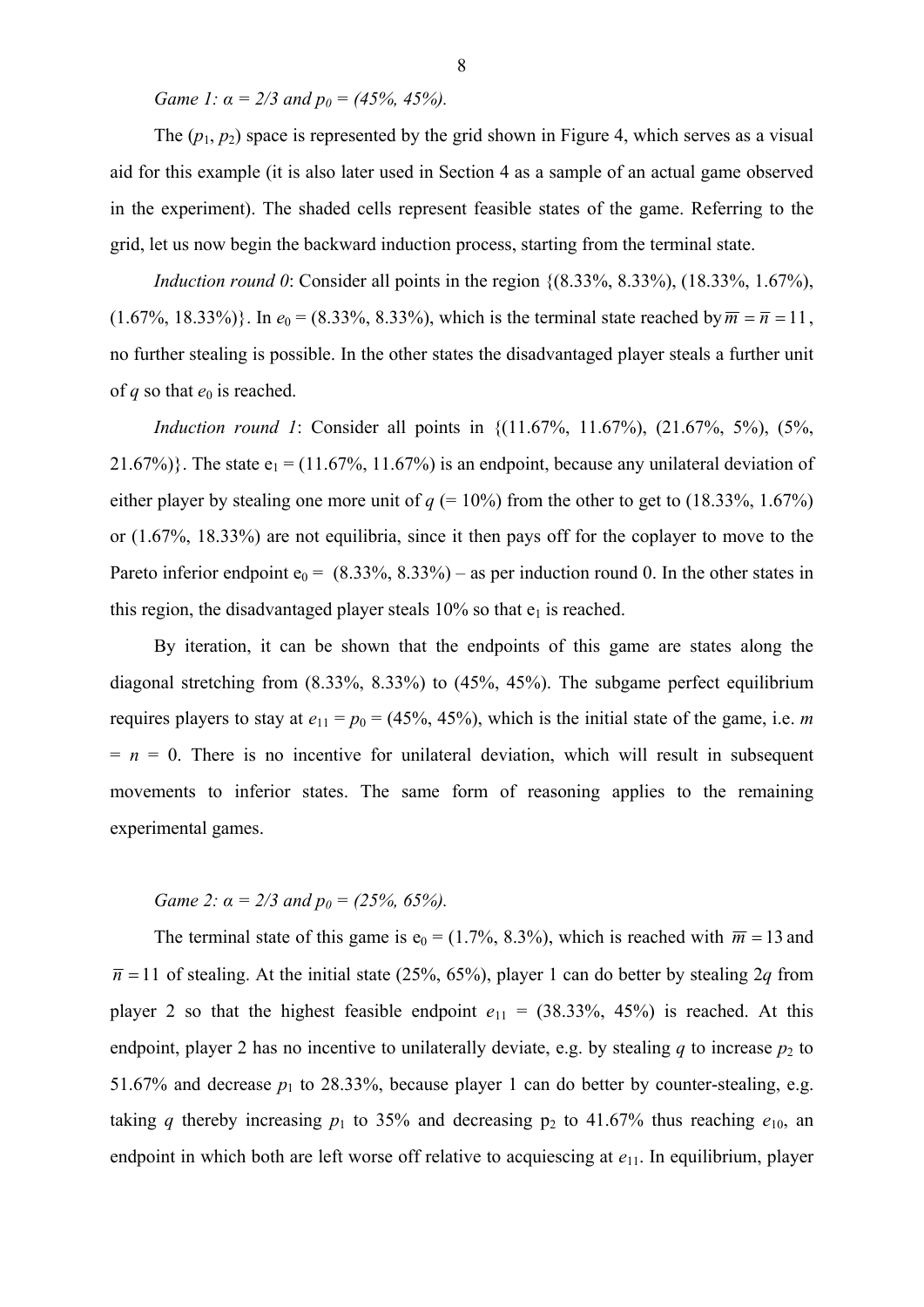*Game 1: α = 2/3 and $p_0$ = (45%, 45%).*

The ($p_1$, $p_2$) space is represented by the grid shown in Figure 4, which serves as a visual aid for this example (it is also later used in Section 4 as a sample of an actual game observed in the experiment). The shaded cells represent feasible states of the game. Referring to the grid, let us now begin the backward induction process, starting from the terminal state.

*Induction round 0*: Consider all points in the region {(8.33%, 8.33%), (18.33%, 1.67%), (1.67%, 18.33%)}. In $e_0$ = (8.33%, 8.33%), which is the terminal state reached by $\overline{m} = \overline{n} = 11$, no further stealing is possible. In the other states the disadvantaged player steals a further unit of $q$ so that $e_0$ is reached.

*Induction round 1*: Consider all points in {(11.67%, 11.67%), (21.67%, 5%), (5%, 21.67%)}. The state $e_1$ = (11.67%, 11.67%) is an endpoint, because any unilateral deviation of either player by stealing one more unit of $q$ (= 10%) from the other to get to (18.33%, 1.67%) or (1.67%, 18.33%) are not equilibria, since it then pays off for the coplayer to move to the Pareto inferior endpoint $e_0$ = (8.33%, 8.33%) – as per induction round 0. In the other states in this region, the disadvantaged player steals 10% so that $e_1$ is reached.

By iteration, it can be shown that the endpoints of this game are states along the diagonal stretching from (8.33%, 8.33%) to (45%, 45%). The subgame perfect equilibrium requires players to stay at $e_{11} = p_0$ = (45%, 45%), which is the initial state of the game, i.e. $m = n = 0$. There is no incentive for unilateral deviation, which will result in subsequent movements to inferior states. The same form of reasoning applies to the remaining experimental games.

*Game 2: α = 2/3 and $p_0$ = (25%, 65%).*

The terminal state of this game is $e_0$ = (1.7%, 8.3%), which is reached with $\overline{m} = 13$ and $\overline{n} = 11$ of stealing. At the initial state (25%, 65%), player 1 can do better by stealing $2q$ from player 2 so that the highest feasible endpoint $e_{11}$ = (38.33%, 45%) is reached. At this endpoint, player 2 has no incentive to unilaterally deviate, e.g. by stealing $q$ to increase $p_2$ to 51.67% and decrease $p_1$ to 28.33%, because player 1 can do better by counter-stealing, e.g. taking $q$ thereby increasing $p_1$ to 35% and decreasing $p_2$ to 41.67% thus reaching $e_{10}$, an endpoint in which both are left worse off relative to acquiescing at $e_{11}$. In equilibrium, player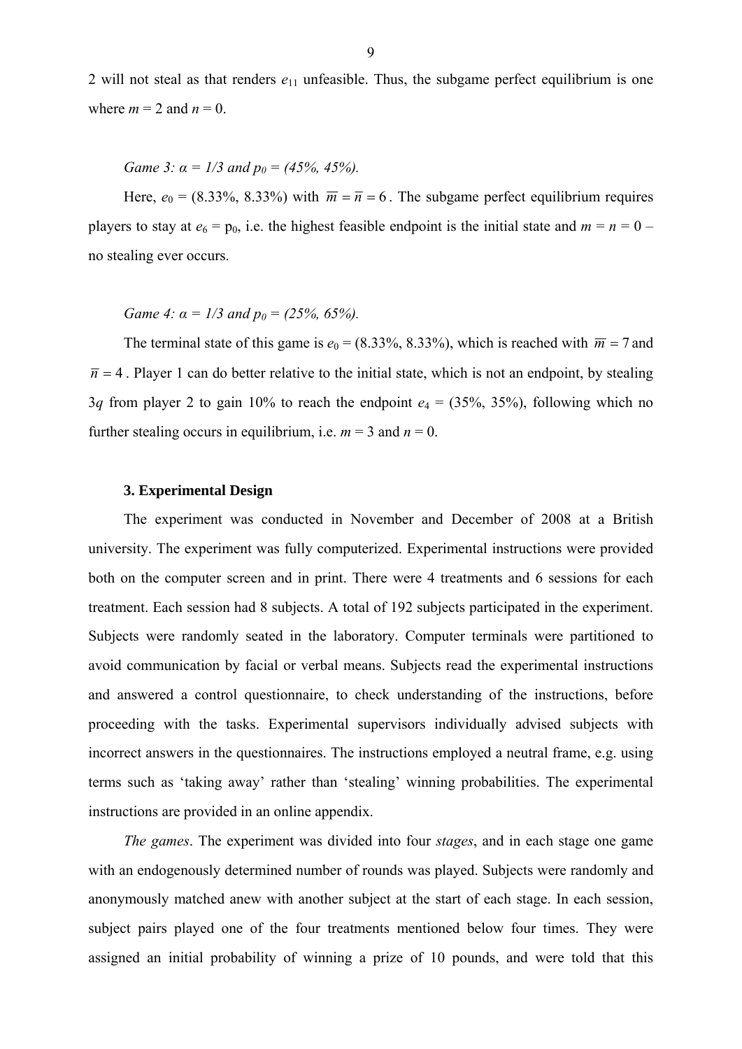2 will not steal as that renders $e_{11}$ unfeasible. Thus, the subgame perfect equilibrium is one where $m = 2$ and $n = 0$.

*Game 3: α = 1/3 and $p_0$ = (45%, 45%).*

Here, $e_0$ = (8.33%, 8.33%) with $\overline{m} = \overline{n} = 6$. The subgame perfect equilibrium requires players to stay at $e_6 = p_0$, i.e. the highest feasible endpoint is the initial state and $m = n = 0$ – no stealing ever occurs.

*Game 4: α = 1/3 and $p_0$ = (25%, 65%).*

The terminal state of this game is $e_0$ = (8.33%, 8.33%), which is reached with $\overline{m} = 7$ and $\overline{n} = 4$. Player 1 can do better relative to the initial state, which is not an endpoint, by stealing $3q$ from player 2 to gain 10% to reach the endpoint $e_4$ = (35%, 35%), following which no further stealing occurs in equilibrium, i.e. $m = 3$ and $n = 0$.

### 3. Experimental Design

The experiment was conducted in November and December of 2008 at a British university. The experiment was fully computerized. Experimental instructions were provided both on the computer screen and in print. There were 4 treatments and 6 sessions for each treatment. Each session had 8 subjects. A total of 192 subjects participated in the experiment. Subjects were randomly seated in the laboratory. Computer terminals were partitioned to avoid communication by facial or verbal means. Subjects read the experimental instructions and answered a control questionnaire, to check understanding of the instructions, before proceeding with the tasks. Experimental supervisors individually advised subjects with incorrect answers in the questionnaires. The instructions employed a neutral frame, e.g. using terms such as 'taking away' rather than 'stealing' winning probabilities. The experimental instructions are provided in an online appendix.

*The games*. The experiment was divided into four *stages*, and in each stage one game with an endogenously determined number of rounds was played. Subjects were randomly and anonymously matched anew with another subject at the start of each stage. In each session, subject pairs played one of the four treatments mentioned below four times. They were assigned an initial probability of winning a prize of 10 pounds, and were told that this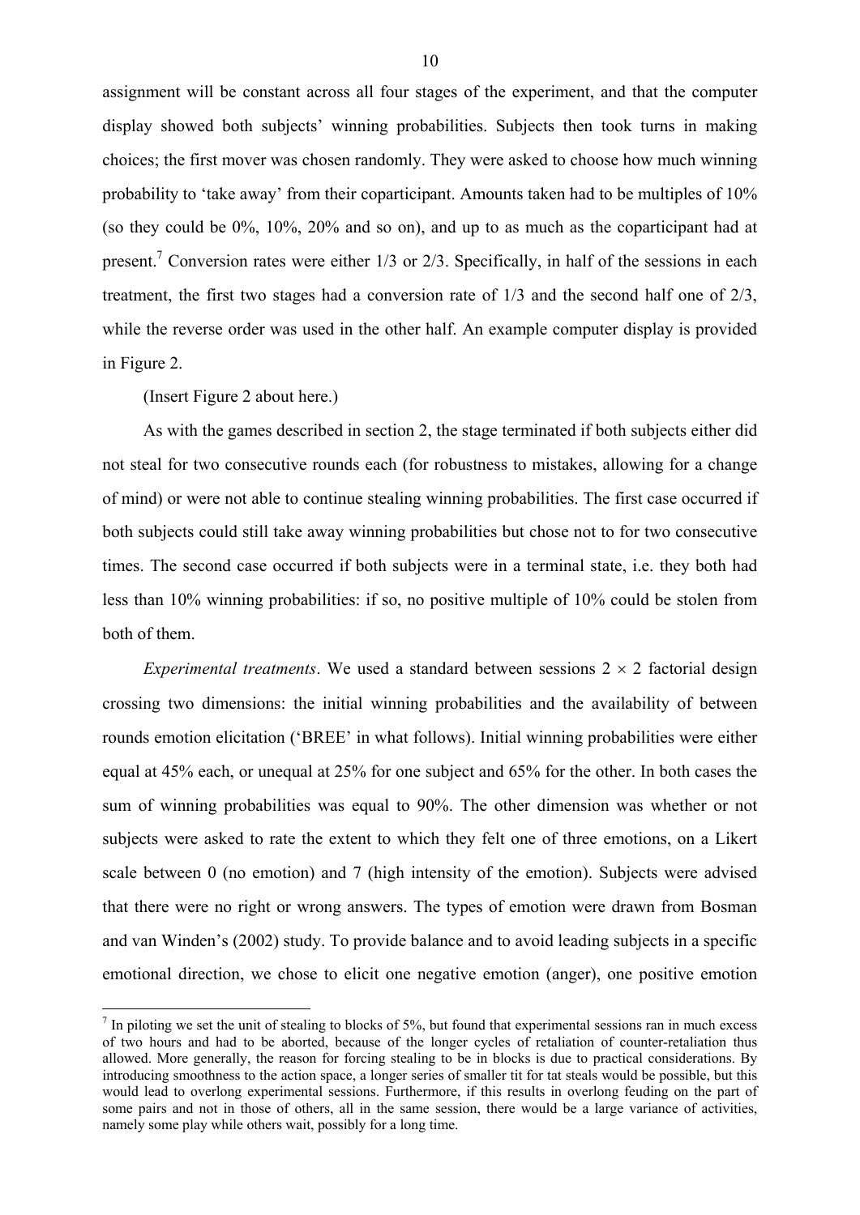assignment will be constant across all four stages of the experiment, and that the computer display showed both subjects' winning probabilities. Subjects then took turns in making choices; the first mover was chosen randomly. They were asked to choose how much winning probability to 'take away' from their coparticipant. Amounts taken had to be multiples of 10% (so they could be 0%, 10%, 20% and so on), and up to as much as the coparticipant had at present.[7] Conversion rates were either 1/3 or 2/3. Specifically, in half of the sessions in each treatment, the first two stages had a conversion rate of 1/3 and the second half one of 2/3, while the reverse order was used in the other half. An example computer display is provided in Figure 2.

(Insert Figure 2 about here.)

As with the games described in section 2, the stage terminated if both subjects either did not steal for two consecutive rounds each (for robustness to mistakes, allowing for a change of mind) or were not able to continue stealing winning probabilities. The first case occurred if both subjects could still take away winning probabilities but chose not to for two consecutive times. The second case occurred if both subjects were in a terminal state, i.e. they both had less than 10% winning probabilities: if so, no positive multiple of 10% could be stolen from both of them.

*Experimental treatments*. We used a standard between sessions $2 \times 2$ factorial design crossing two dimensions: the initial winning probabilities and the availability of between rounds emotion elicitation ('BREE' in what follows). Initial winning probabilities were either equal at 45% each, or unequal at 25% for one subject and 65% for the other. In both cases the sum of winning probabilities was equal to 90%. The other dimension was whether or not subjects were asked to rate the extent to which they felt one of three emotions, on a Likert scale between 0 (no emotion) and 7 (high intensity of the emotion). Subjects were advised that there were no right or wrong answers. The types of emotion were drawn from Bosman and van Winden's (2002) study. To provide balance and to avoid leading subjects in a specific emotional direction, we chose to elicit one negative emotion (anger), one positive emotion

[7] In piloting we set the unit of stealing to blocks of 5%, but found that experimental sessions ran in much excess of two hours and had to be aborted, because of the longer cycles of retaliation of counter-retaliation thus allowed. More generally, the reason for forcing stealing to be in blocks is due to practical considerations. By introducing smoothness to the action space, a longer series of smaller tit for tat steals would be possible, but this would lead to overlong experimental sessions. Furthermore, if this results in overlong feuding on the part of some pairs and not in those of others, all in the same session, there would be a large variance of activities, namely some play while others wait, possibly for a long time.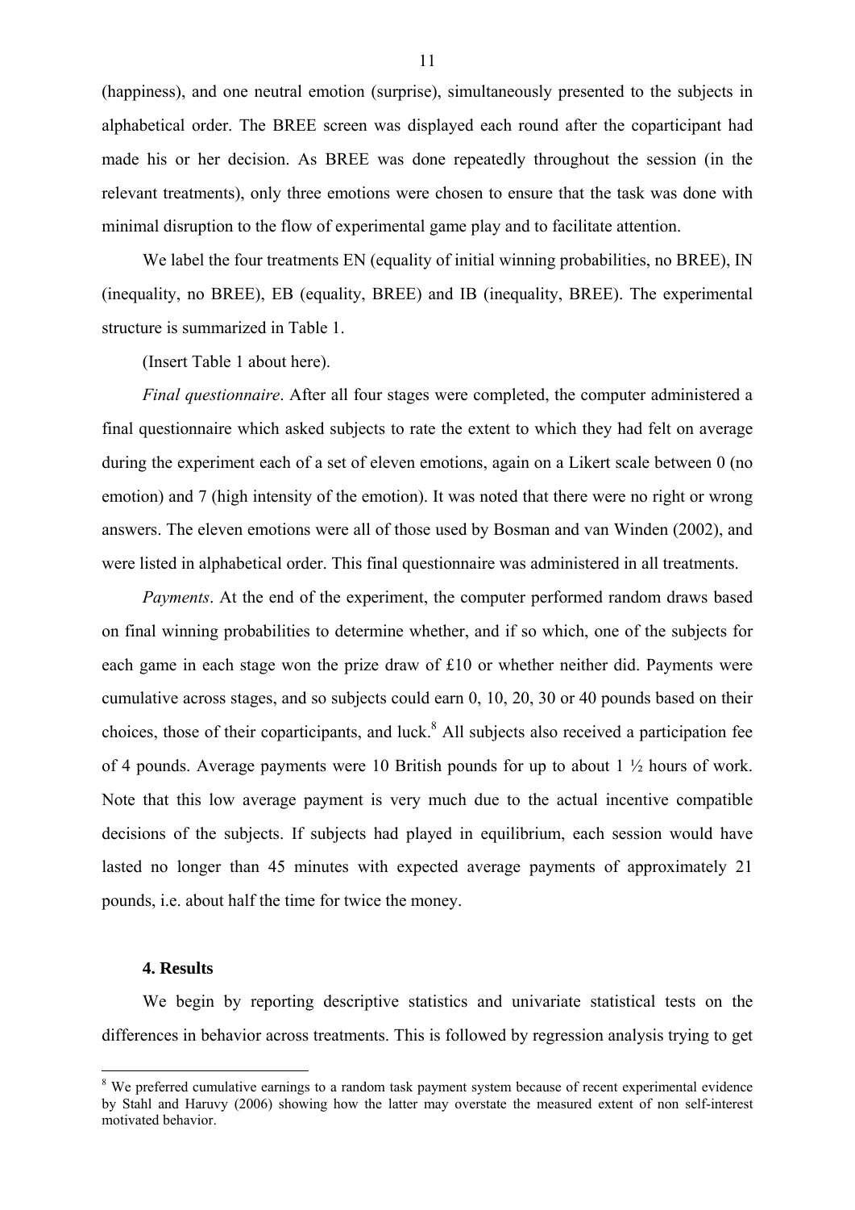(happiness), and one neutral emotion (surprise), simultaneously presented to the subjects in alphabetical order. The BREE screen was displayed each round after the coparticipant had made his or her decision. As BREE was done repeatedly throughout the session (in the relevant treatments), only three emotions were chosen to ensure that the task was done with minimal disruption to the flow of experimental game play and to facilitate attention.

We label the four treatments EN (equality of initial winning probabilities, no BREE), IN (inequality, no BREE), EB (equality, BREE) and IB (inequality, BREE). The experimental structure is summarized in Table 1.

(Insert Table 1 about here).

*Final questionnaire*. After all four stages were completed, the computer administered a final questionnaire which asked subjects to rate the extent to which they had felt on average during the experiment each of a set of eleven emotions, again on a Likert scale between 0 (no emotion) and 7 (high intensity of the emotion). It was noted that there were no right or wrong answers. The eleven emotions were all of those used by Bosman and van Winden (2002), and were listed in alphabetical order. This final questionnaire was administered in all treatments.

*Payments*. At the end of the experiment, the computer performed random draws based on final winning probabilities to determine whether, and if so which, one of the subjects for each game in each stage won the prize draw of £10 or whether neither did. Payments were cumulative across stages, and so subjects could earn 0, 10, 20, 30 or 40 pounds based on their choices, those of their coparticipants, and luck.[8] All subjects also received a participation fee of 4 pounds. Average payments were 10 British pounds for up to about 1 ½ hours of work. Note that this low average payment is very much due to the actual incentive compatible decisions of the subjects. If subjects had played in equilibrium, each session would have lasted no longer than 45 minutes with expected average payments of approximately 21 pounds, i.e. about half the time for twice the money.

## 4. Results

We begin by reporting descriptive statistics and univariate statistical tests on the differences in behavior across treatments. This is followed by regression analysis trying to get

[8] We preferred cumulative earnings to a random task payment system because of recent experimental evidence by Stahl and Haruvy (2006) showing how the latter may overstate the measured extent of non self-interest motivated behavior.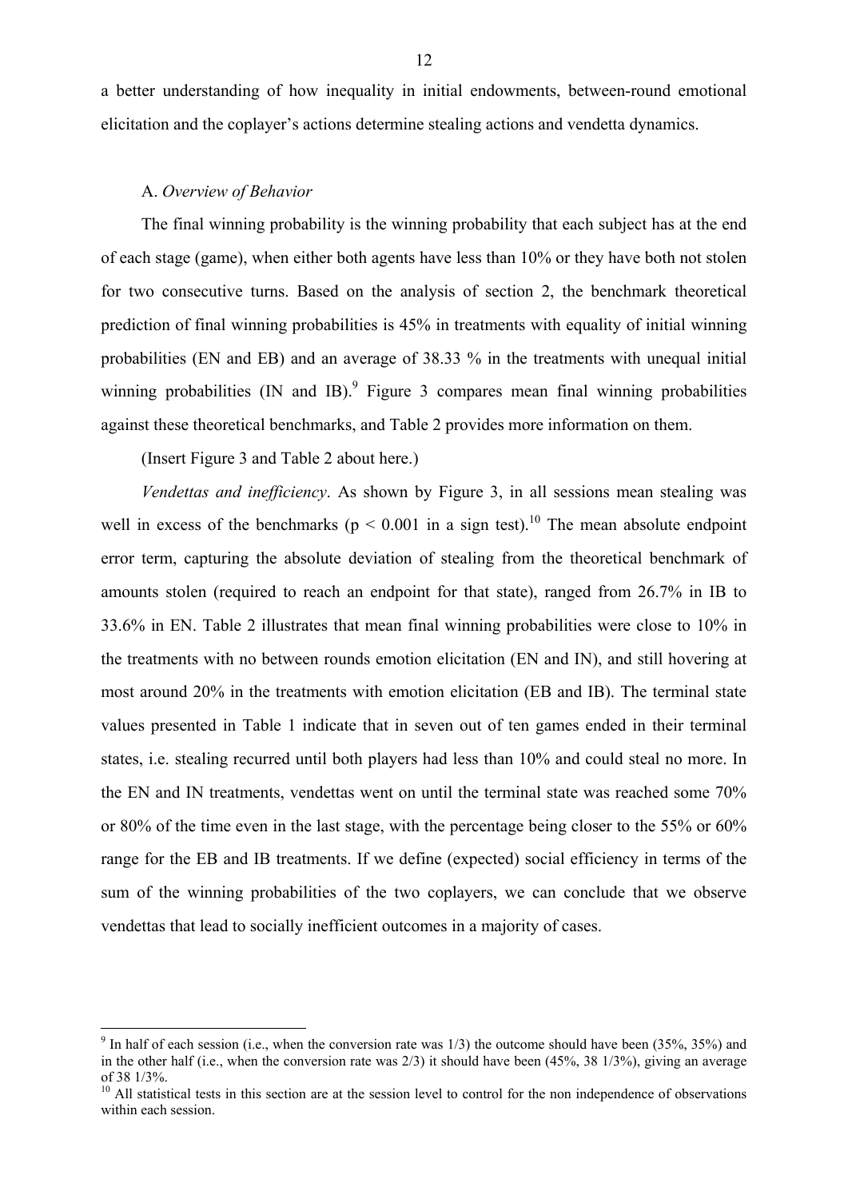a better understanding of how inequality in initial endowments, between-round emotional elicitation and the coplayer's actions determine stealing actions and vendetta dynamics.

### A. *Overview of Behavior*

The final winning probability is the winning probability that each subject has at the end of each stage (game), when either both agents have less than 10% or they have both not stolen for two consecutive turns. Based on the analysis of section 2, the benchmark theoretical prediction of final winning probabilities is 45% in treatments with equality of initial winning probabilities (EN and EB) and an average of 38.33 % in the treatments with unequal initial winning probabilities (IN and IB).[9] Figure 3 compares mean final winning probabilities against these theoretical benchmarks, and Table 2 provides more information on them.

(Insert Figure 3 and Table 2 about here.)

*Vendettas and inefficiency*. As shown by Figure 3, in all sessions mean stealing was well in excess of the benchmarks ($p < 0.001$ in a sign test).[10] The mean absolute endpoint error term, capturing the absolute deviation of stealing from the theoretical benchmark of amounts stolen (required to reach an endpoint for that state), ranged from 26.7% in IB to 33.6% in EN. Table 2 illustrates that mean final winning probabilities were close to 10% in the treatments with no between rounds emotion elicitation (EN and IN), and still hovering at most around 20% in the treatments with emotion elicitation (EB and IB). The terminal state values presented in Table 1 indicate that in seven out of ten games ended in their terminal states, i.e. stealing recurred until both players had less than 10% and could steal no more. In the EN and IN treatments, vendettas went on until the terminal state was reached some 70% or 80% of the time even in the last stage, with the percentage being closer to the 55% or 60% range for the EB and IB treatments. If we define (expected) social efficiency in terms of the sum of the winning probabilities of the two coplayers, we can conclude that we observe vendettas that lead to socially inefficient outcomes in a majority of cases.

---

[9] In half of each session (i.e., when the conversion rate was 1/3) the outcome should have been (35%, 35%) and in the other half (i.e., when the conversion rate was 2/3) it should have been (45%, 38 1/3%), giving an average of 38 1/3%.

[10] All statistical tests in this section are at the session level to control for the non independence of observations within each session.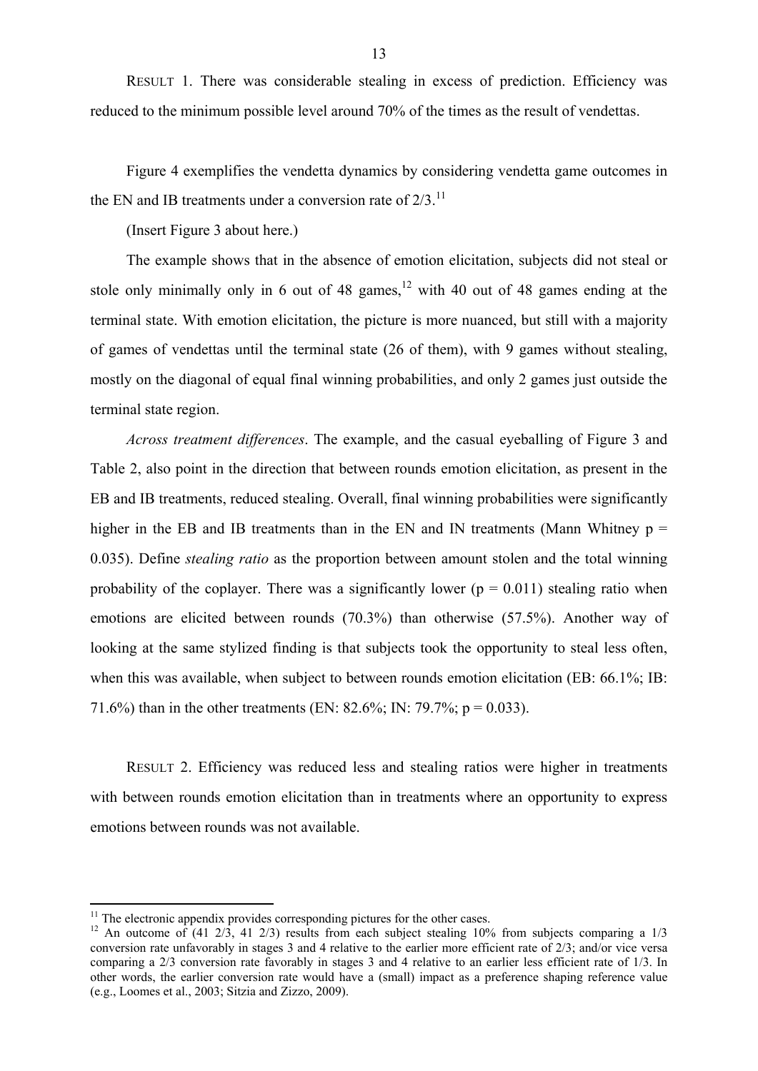RESULT 1. There was considerable stealing in excess of prediction. Efficiency was reduced to the minimum possible level around 70% of the times as the result of vendettas.

Figure 4 exemplifies the vendetta dynamics by considering vendetta game outcomes in the EN and IB treatments under a conversion rate of 2/3.[11]

(Insert Figure 3 about here.)

The example shows that in the absence of emotion elicitation, subjects did not steal or stole only minimally only in 6 out of 48 games,[12] with 40 out of 48 games ending at the terminal state. With emotion elicitation, the picture is more nuanced, but still with a majority of games of vendettas until the terminal state (26 of them), with 9 games without stealing, mostly on the diagonal of equal final winning probabilities, and only 2 games just outside the terminal state region.

*Across treatment differences*. The example, and the casual eyeballing of Figure 3 and Table 2, also point in the direction that between rounds emotion elicitation, as present in the EB and IB treatments, reduced stealing. Overall, final winning probabilities were significantly higher in the EB and IB treatments than in the EN and IN treatments (Mann Whitney $p = 0.035$). Define *stealing ratio* as the proportion between amount stolen and the total winning probability of the coplayer. There was a significantly lower ($p = 0.011$) stealing ratio when emotions are elicited between rounds (70.3%) than otherwise (57.5%). Another way of looking at the same stylized finding is that subjects took the opportunity to steal less often, when this was available, when subject to between rounds emotion elicitation (EB: 66.1%; IB: 71.6%) than in the other treatments (EN: 82.6%; IN: 79.7%; $p = 0.033$).

RESULT 2. Efficiency was reduced less and stealing ratios were higher in treatments with between rounds emotion elicitation than in treatments where an opportunity to express emotions between rounds was not available.

---

[11] The electronic appendix provides corresponding pictures for the other cases.

[12] An outcome of (41 2/3, 41 2/3) results from each subject stealing 10% from subjects comparing a 1/3 conversion rate unfavorably in stages 3 and 4 relative to the earlier more efficient rate of 2/3; and/or vice versa comparing a 2/3 conversion rate favorably in stages 3 and 4 relative to an earlier less efficient rate of 1/3. In other words, the earlier conversion rate would have a (small) impact as a preference shaping reference value (e.g., Loomes et al., 2003; Sitzia and Zizzo, 2009).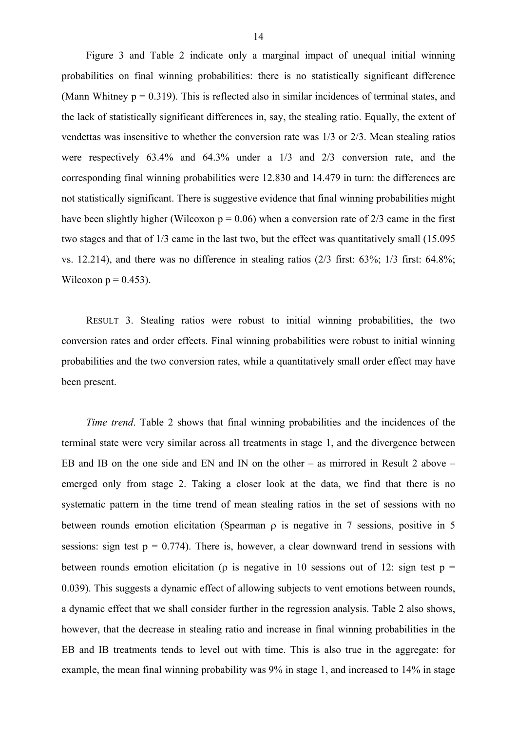Figure 3 and Table 2 indicate only a marginal impact of unequal initial winning probabilities on final winning probabilities: there is no statistically significant difference (Mann Whitney $p = 0.319$). This is reflected also in similar incidences of terminal states, and the lack of statistically significant differences in, say, the stealing ratio. Equally, the extent of vendettas was insensitive to whether the conversion rate was 1/3 or 2/3. Mean stealing ratios were respectively 63.4% and 64.3% under a 1/3 and 2/3 conversion rate, and the corresponding final winning probabilities were 12.830 and 14.479 in turn: the differences are not statistically significant. There is suggestive evidence that final winning probabilities might have been slightly higher (Wilcoxon $p = 0.06$) when a conversion rate of 2/3 came in the first two stages and that of 1/3 came in the last two, but the effect was quantitatively small (15.095 vs. 12.214), and there was no difference in stealing ratios (2/3 first: 63%; 1/3 first: 64.8%; Wilcoxon $p = 0.453$).

RESULT 3. Stealing ratios were robust to initial winning probabilities, the two conversion rates and order effects. Final winning probabilities were robust to initial winning probabilities and the two conversion rates, while a quantitatively small order effect may have been present.

*Time trend*. Table 2 shows that final winning probabilities and the incidences of the terminal state were very similar across all treatments in stage 1, and the divergence between EB and IB on the one side and EN and IN on the other – as mirrored in Result 2 above – emerged only from stage 2. Taking a closer look at the data, we find that there is no systematic pattern in the time trend of mean stealing ratios in the set of sessions with no between rounds emotion elicitation (Spearman $\rho$ is negative in 7 sessions, positive in 5 sessions: sign test $p = 0.774$). There is, however, a clear downward trend in sessions with between rounds emotion elicitation ($\rho$ is negative in 10 sessions out of 12: sign test $p = 0.039$). This suggests a dynamic effect of allowing subjects to vent emotions between rounds, a dynamic effect that we shall consider further in the regression analysis. Table 2 also shows, however, that the decrease in stealing ratio and increase in final winning probabilities in the EB and IB treatments tends to level out with time. This is also true in the aggregate: for example, the mean final winning probability was 9% in stage 1, and increased to 14% in stage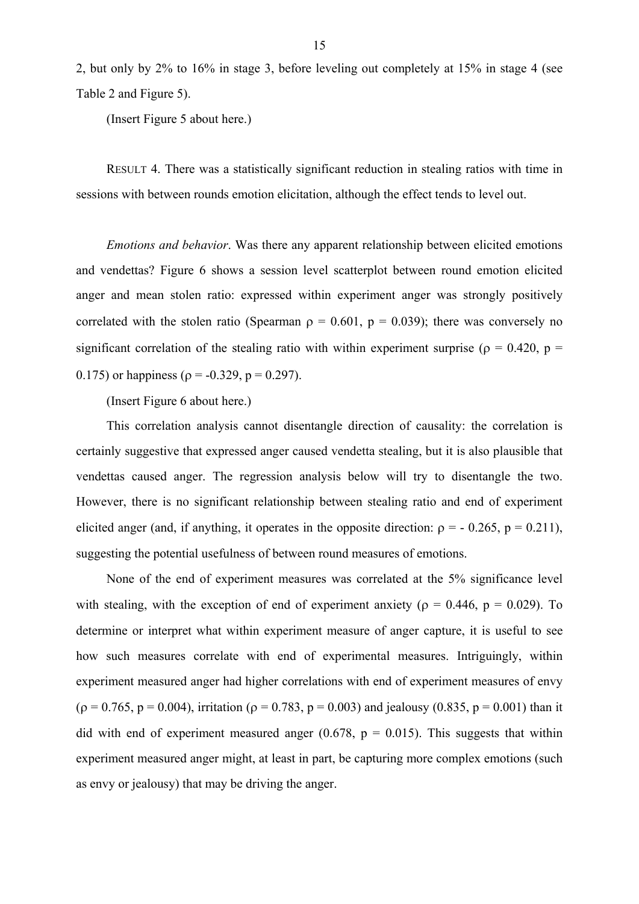2, but only by 2% to 16% in stage 3, before leveling out completely at 15% in stage 4 (see Table 2 and Figure 5).

(Insert Figure 5 about here.)

RESULT 4. There was a statistically significant reduction in stealing ratios with time in sessions with between rounds emotion elicitation, although the effect tends to level out.

*Emotions and behavior*. Was there any apparent relationship between elicited emotions and vendettas? Figure 6 shows a session level scatterplot between round emotion elicited anger and mean stolen ratio: expressed within experiment anger was strongly positively correlated with the stolen ratio (Spearman $\rho = 0.601$, $p = 0.039$); there was conversely no significant correlation of the stealing ratio with within experiment surprise ($\rho = 0.420$, $p = 0.175$) or happiness ($\rho = -0.329$, $p = 0.297$).

(Insert Figure 6 about here.)

This correlation analysis cannot disentangle direction of causality: the correlation is certainly suggestive that expressed anger caused vendetta stealing, but it is also plausible that vendettas caused anger. The regression analysis below will try to disentangle the two. However, there is no significant relationship between stealing ratio and end of experiment elicited anger (and, if anything, it operates in the opposite direction: $\rho = -0.265$, $p = 0.211$), suggesting the potential usefulness of between round measures of emotions.

None of the end of experiment measures was correlated at the 5% significance level with stealing, with the exception of end of experiment anxiety ($\rho = 0.446$, $p = 0.029$). To determine or interpret what within experiment measure of anger capture, it is useful to see how such measures correlate with end of experimental measures. Intriguingly, within experiment measured anger had higher correlations with end of experiment measures of envy ($\rho = 0.765$, $p = 0.004$), irritation ($\rho = 0.783$, $p = 0.003$) and jealousy (0.835, $p = 0.001$) than it did with end of experiment measured anger (0.678, $p = 0.015$). This suggests that within experiment measured anger might, at least in part, be capturing more complex emotions (such as envy or jealousy) that may be driving the anger.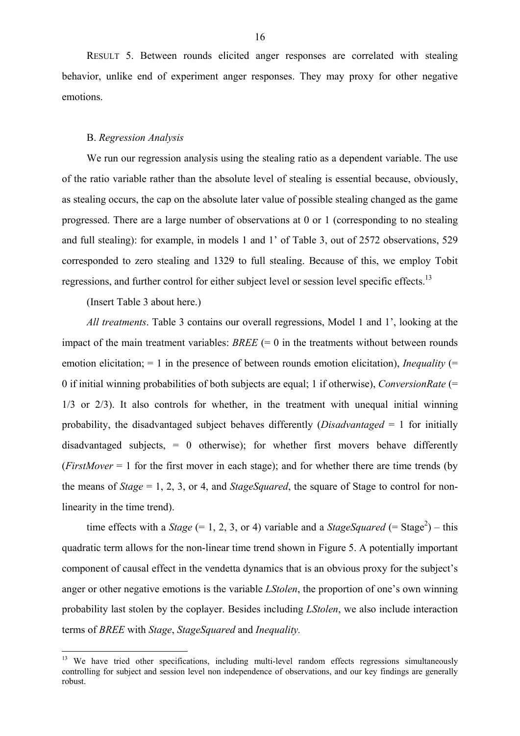RESULT 5. Between rounds elicited anger responses are correlated with stealing behavior, unlike end of experiment anger responses. They may proxy for other negative emotions.

B. *Regression Analysis*

We run our regression analysis using the stealing ratio as a dependent variable. The use of the ratio variable rather than the absolute level of stealing is essential because, obviously, as stealing occurs, the cap on the absolute later value of possible stealing changed as the game progressed. There are a large number of observations at 0 or 1 (corresponding to no stealing and full stealing): for example, in models 1 and 1' of Table 3, out of 2572 observations, 529 corresponded to zero stealing and 1329 to full stealing. Because of this, we employ Tobit regressions, and further control for either subject level or session level specific effects.[13]

(Insert Table 3 about here.)

*All treatments*. Table 3 contains our overall regressions, Model 1 and 1', looking at the impact of the main treatment variables: *BREE* (= 0 in the treatments without between rounds emotion elicitation; = 1 in the presence of between rounds emotion elicitation), *Inequality* (= 0 if initial winning probabilities of both subjects are equal; 1 if otherwise), *ConversionRate* (= 1/3 or 2/3). It also controls for whether, in the treatment with unequal initial winning probability, the disadvantaged subject behaves differently (*Disadvantaged* = 1 for initially disadvantaged subjects, = 0 otherwise); for whether first movers behave differently (*FirstMover* = 1 for the first mover in each stage); and for whether there are time trends (by the means of *Stage* = 1, 2, 3, or 4, and *StageSquared*, the square of Stage to control for non-linearity in the time trend).

time effects with a *Stage* (= 1, 2, 3, or 4) variable and a *StageSquared* (= Stage$^2$) – this quadratic term allows for the non-linear time trend shown in Figure 5. A potentially important component of causal effect in the vendetta dynamics that is an obvious proxy for the subject's anger or other negative emotions is the variable *LStolen*, the proportion of one's own winning probability last stolen by the coplayer. Besides including *LStolen*, we also include interaction terms of *BREE* with *Stage*, *StageSquared* and *Inequality.*

[13] We have tried other specifications, including multi-level random effects regressions simultaneously controlling for subject and session level non independence of observations, and our key findings are generally robust.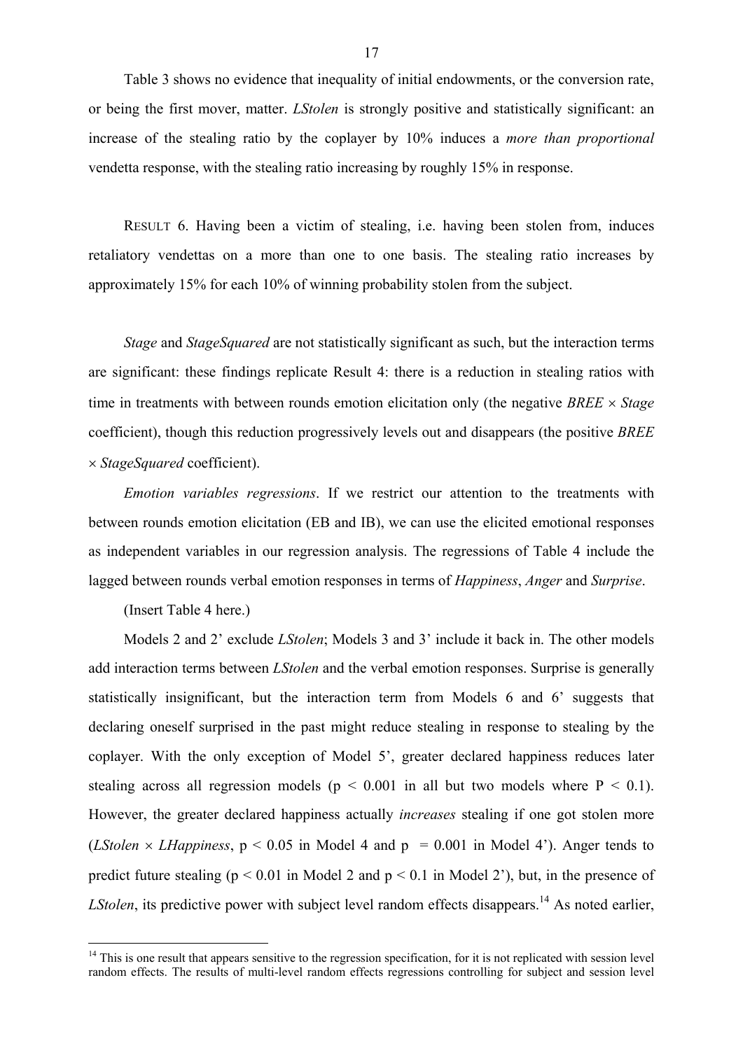Table 3 shows no evidence that inequality of initial endowments, or the conversion rate, or being the first mover, matter. *LStolen* is strongly positive and statistically significant: an increase of the stealing ratio by the coplayer by 10% induces a *more than proportional* vendetta response, with the stealing ratio increasing by roughly 15% in response.

RESULT 6. Having been a victim of stealing, i.e. having been stolen from, induces retaliatory vendettas on a more than one to one basis. The stealing ratio increases by approximately 15% for each 10% of winning probability stolen from the subject.

*Stage* and *StageSquared* are not statistically significant as such, but the interaction terms are significant: these findings replicate Result 4: there is a reduction in stealing ratios with time in treatments with between rounds emotion elicitation only (the negative *BREE* × *Stage* coefficient), though this reduction progressively levels out and disappears (the positive *BREE* × *StageSquared* coefficient).

*Emotion variables regressions*. If we restrict our attention to the treatments with between rounds emotion elicitation (EB and IB), we can use the elicited emotional responses as independent variables in our regression analysis. The regressions of Table 4 include the lagged between rounds verbal emotion responses in terms of *Happiness*, *Anger* and *Surprise*.

(Insert Table 4 here.)

Models 2 and 2' exclude *LStolen*; Models 3 and 3' include it back in. The other models add interaction terms between *LStolen* and the verbal emotion responses. Surprise is generally statistically insignificant, but the interaction term from Models 6 and 6' suggests that declaring oneself surprised in the past might reduce stealing in response to stealing by the coplayer. With the only exception of Model 5', greater declared happiness reduces later stealing across all regression models ($p < 0.001$ in all but two models where $P < 0.1$). However, the greater declared happiness actually *increases* stealing if one got stolen more (*LStolen* × *LHappiness*, $p < 0.05$ in Model 4 and $p = 0.001$ in Model 4'). Anger tends to predict future stealing ($p < 0.01$ in Model 2 and $p < 0.1$ in Model 2'), but, in the presence of *LStolen*, its predictive power with subject level random effects disappears.[14] As noted earlier,

[14] This is one result that appears sensitive to the regression specification, for it is not replicated with session level random effects. The results of multi-level random effects regressions controlling for subject and session level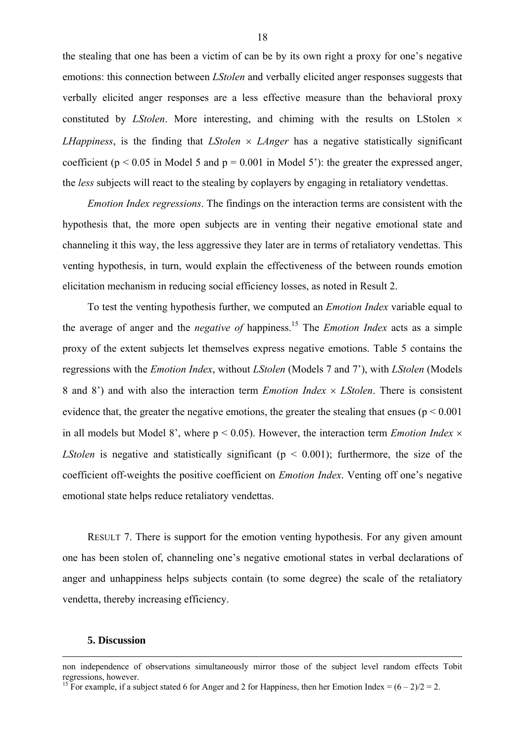the stealing that one has been a victim of can be by its own right a proxy for one's negative emotions: this connection between *LStolen* and verbally elicited anger responses suggests that verbally elicited anger responses are a less effective measure than the behavioral proxy constituted by *LStolen*. More interesting, and chiming with the results on LStolen $\times$ *LHappiness*, is the finding that *LStolen* $\times$ *LAnger* has a negative statistically significant coefficient ($p < 0.05$ in Model 5 and $p = 0.001$ in Model 5'): the greater the expressed anger, the *less* subjects will react to the stealing by coplayers by engaging in retaliatory vendettas.

*Emotion Index regressions*. The findings on the interaction terms are consistent with the hypothesis that, the more open subjects are in venting their negative emotional state and channeling it this way, the less aggressive they later are in terms of retaliatory vendettas. This venting hypothesis, in turn, would explain the effectiveness of the between rounds emotion elicitation mechanism in reducing social efficiency losses, as noted in Result 2.

To test the venting hypothesis further, we computed an *Emotion Index* variable equal to the average of anger and the *negative of* happiness.[15] The *Emotion Index* acts as a simple proxy of the extent subjects let themselves express negative emotions. Table 5 contains the regressions with the *Emotion Index*, without *LStolen* (Models 7 and 7'), with *LStolen* (Models 8 and 8') and with also the interaction term *Emotion Index* $\times$ *LStolen*. There is consistent evidence that, the greater the negative emotions, the greater the stealing that ensues ($p < 0.001$ in all models but Model 8', where $p < 0.05$). However, the interaction term *Emotion Index* $\times$ *LStolen* is negative and statistically significant ($p < 0.001$); furthermore, the size of the coefficient off-weights the positive coefficient on *Emotion Index*. Venting off one's negative emotional state helps reduce retaliatory vendettas.

RESULT 7. There is support for the emotion venting hypothesis. For any given amount one has been stolen of, channeling one's negative emotional states in verbal declarations of anger and unhappiness helps subjects contain (to some degree) the scale of the retaliatory vendetta, thereby increasing efficiency.

## 5. Discussion

---

non independence of observations simultaneously mirror those of the subject level random effects Tobit regressions, however.

[15] For example, if a subject stated 6 for Anger and 2 for Happiness, then her Emotion Index = $(6 - 2)/2 = 2$.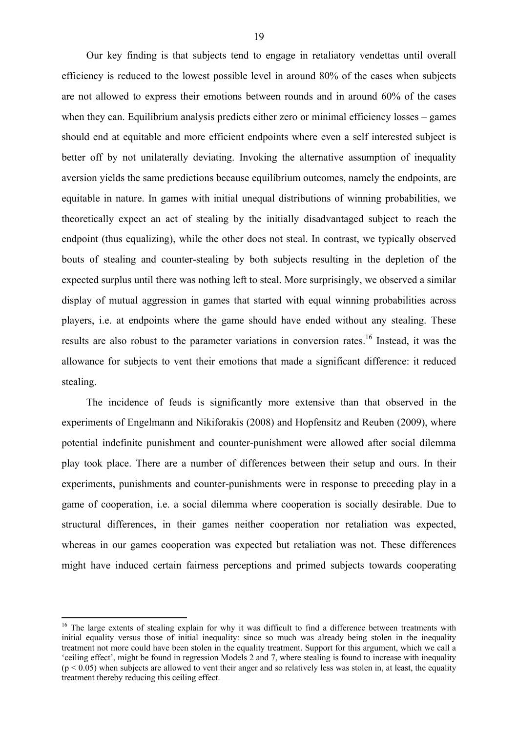Our key finding is that subjects tend to engage in retaliatory vendettas until overall efficiency is reduced to the lowest possible level in around 80% of the cases when subjects are not allowed to express their emotions between rounds and in around 60% of the cases when they can. Equilibrium analysis predicts either zero or minimal efficiency losses – games should end at equitable and more efficient endpoints where even a self interested subject is better off by not unilaterally deviating. Invoking the alternative assumption of inequality aversion yields the same predictions because equilibrium outcomes, namely the endpoints, are equitable in nature. In games with initial unequal distributions of winning probabilities, we theoretically expect an act of stealing by the initially disadvantaged subject to reach the endpoint (thus equalizing), while the other does not steal. In contrast, we typically observed bouts of stealing and counter-stealing by both subjects resulting in the depletion of the expected surplus until there was nothing left to steal. More surprisingly, we observed a similar display of mutual aggression in games that started with equal winning probabilities across players, i.e. at endpoints where the game should have ended without any stealing. These results are also robust to the parameter variations in conversion rates.[16] Instead, it was the allowance for subjects to vent their emotions that made a significant difference: it reduced stealing.

The incidence of feuds is significantly more extensive than that observed in the experiments of Engelmann and Nikiforakis (2008) and Hopfensitz and Reuben (2009), where potential indefinite punishment and counter-punishment were allowed after social dilemma play took place. There are a number of differences between their setup and ours. In their experiments, punishments and counter-punishments were in response to preceding play in a game of cooperation, i.e. a social dilemma where cooperation is socially desirable. Due to structural differences, in their games neither cooperation nor retaliation was expected, whereas in our games cooperation was expected but retaliation was not. These differences might have induced certain fairness perceptions and primed subjects towards cooperating

[16] The large extents of stealing explain for why it was difficult to find a difference between treatments with initial equality versus those of initial inequality: since so much was already being stolen in the inequality treatment not more could have been stolen in the equality treatment. Support for this argument, which we call a 'ceiling effect', might be found in regression Models 2 and 7, where stealing is found to increase with inequality ($p < 0.05$) when subjects are allowed to vent their anger and so relatively less was stolen in, at least, the equality treatment thereby reducing this ceiling effect.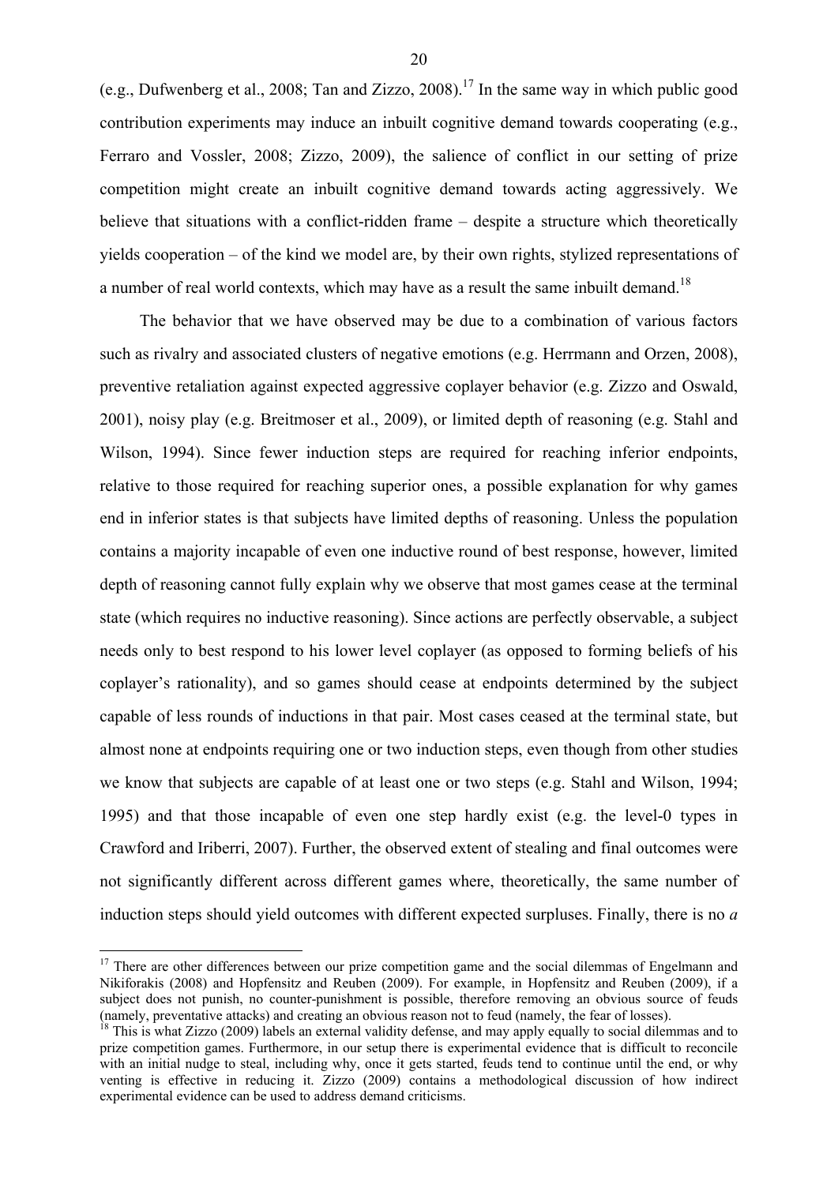(e.g., Dufwenberg et al., 2008; Tan and Zizzo, 2008).[17] In the same way in which public good contribution experiments may induce an inbuilt cognitive demand towards cooperating (e.g., Ferraro and Vossler, 2008; Zizzo, 2009), the salience of conflict in our setting of prize competition might create an inbuilt cognitive demand towards acting aggressively. We believe that situations with a conflict-ridden frame – despite a structure which theoretically yields cooperation – of the kind we model are, by their own rights, stylized representations of a number of real world contexts, which may have as a result the same inbuilt demand.[18]

The behavior that we have observed may be due to a combination of various factors such as rivalry and associated clusters of negative emotions (e.g. Herrmann and Orzen, 2008), preventive retaliation against expected aggressive coplayer behavior (e.g. Zizzo and Oswald, 2001), noisy play (e.g. Breitmoser et al., 2009), or limited depth of reasoning (e.g. Stahl and Wilson, 1994). Since fewer induction steps are required for reaching inferior endpoints, relative to those required for reaching superior ones, a possible explanation for why games end in inferior states is that subjects have limited depths of reasoning. Unless the population contains a majority incapable of even one inductive round of best response, however, limited depth of reasoning cannot fully explain why we observe that most games cease at the terminal state (which requires no inductive reasoning). Since actions are perfectly observable, a subject needs only to best respond to his lower level coplayer (as opposed to forming beliefs of his coplayer's rationality), and so games should cease at endpoints determined by the subject capable of less rounds of inductions in that pair. Most cases ceased at the terminal state, but almost none at endpoints requiring one or two induction steps, even though from other studies we know that subjects are capable of at least one or two steps (e.g. Stahl and Wilson, 1994; 1995) and that those incapable of even one step hardly exist (e.g. the level-0 types in Crawford and Iriberri, 2007). Further, the observed extent of stealing and final outcomes were not significantly different across different games where, theoretically, the same number of induction steps should yield outcomes with different expected surpluses. Finally, there is no *a*

[17] There are other differences between our prize competition game and the social dilemmas of Engelmann and Nikiforakis (2008) and Hopfensitz and Reuben (2009). For example, in Hopfensitz and Reuben (2009), if a subject does not punish, no counter-punishment is possible, therefore removing an obvious source of feuds (namely, preventative attacks) and creating an obvious reason not to feud (namely, the fear of losses).

[18] This is what Zizzo (2009) labels an external validity defense, and may apply equally to social dilemmas and to prize competition games. Furthermore, in our setup there is experimental evidence that is difficult to reconcile with an initial nudge to steal, including why, once it gets started, feuds tend to continue until the end, or why venting is effective in reducing it. Zizzo (2009) contains a methodological discussion of how indirect experimental evidence can be used to address demand criticisms.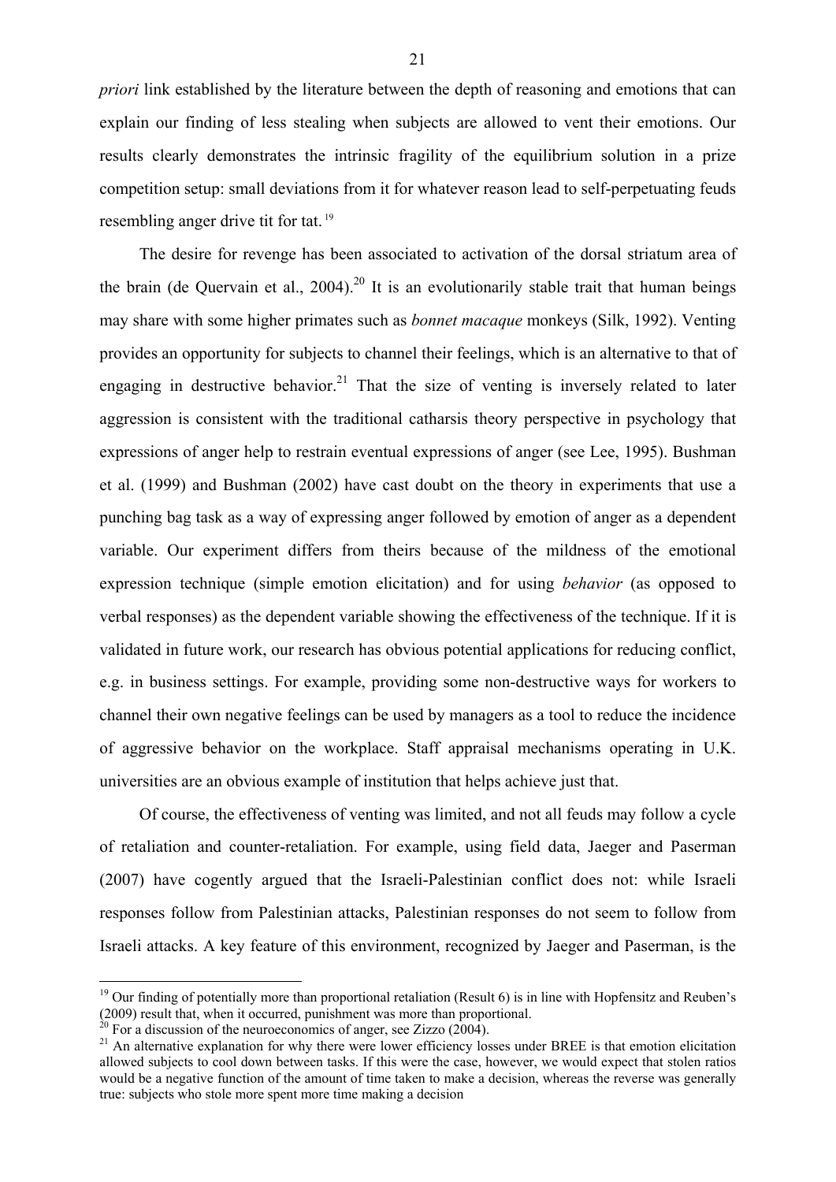*priori* link established by the literature between the depth of reasoning and emotions that can explain our finding of less stealing when subjects are allowed to vent their emotions. Our results clearly demonstrates the intrinsic fragility of the equilibrium solution in a prize competition setup: small deviations from it for whatever reason lead to self-perpetuating feuds resembling anger drive tit for tat.[19]

The desire for revenge has been associated to activation of the dorsal striatum area of the brain (de Quervain et al., 2004).[20] It is an evolutionarily stable trait that human beings may share with some higher primates such as *bonnet macaque* monkeys (Silk, 1992). Venting provides an opportunity for subjects to channel their feelings, which is an alternative to that of engaging in destructive behavior.[21] That the size of venting is inversely related to later aggression is consistent with the traditional catharsis theory perspective in psychology that expressions of anger help to restrain eventual expressions of anger (see Lee, 1995). Bushman et al. (1999) and Bushman (2002) have cast doubt on the theory in experiments that use a punching bag task as a way of expressing anger followed by emotion of anger as a dependent variable. Our experiment differs from theirs because of the mildness of the emotional expression technique (simple emotion elicitation) and for using *behavior* (as opposed to verbal responses) as the dependent variable showing the effectiveness of the technique. If it is validated in future work, our research has obvious potential applications for reducing conflict, e.g. in business settings. For example, providing some non-destructive ways for workers to channel their own negative feelings can be used by managers as a tool to reduce the incidence of aggressive behavior on the workplace. Staff appraisal mechanisms operating in U.K. universities are an obvious example of institution that helps achieve just that.

Of course, the effectiveness of venting was limited, and not all feuds may follow a cycle of retaliation and counter-retaliation. For example, using field data, Jaeger and Paserman (2007) have cogently argued that the Israeli-Palestinian conflict does not: while Israeli responses follow from Palestinian attacks, Palestinian responses do not seem to follow from Israeli attacks. A key feature of this environment, recognized by Jaeger and Paserman, is the

---

[19] Our finding of potentially more than proportional retaliation (Result 6) is in line with Hopfensitz and Reuben's (2009) result that, when it occurred, punishment was more than proportional.

[20] For a discussion of the neuroeconomics of anger, see Zizzo (2004).

[21] An alternative explanation for why there were lower efficiency losses under BREE is that emotion elicitation allowed subjects to cool down between tasks. If this were the case, however, we would expect that stolen ratios would be a negative function of the amount of time taken to make a decision, whereas the reverse was generally true: subjects who stole more spent more time making a decision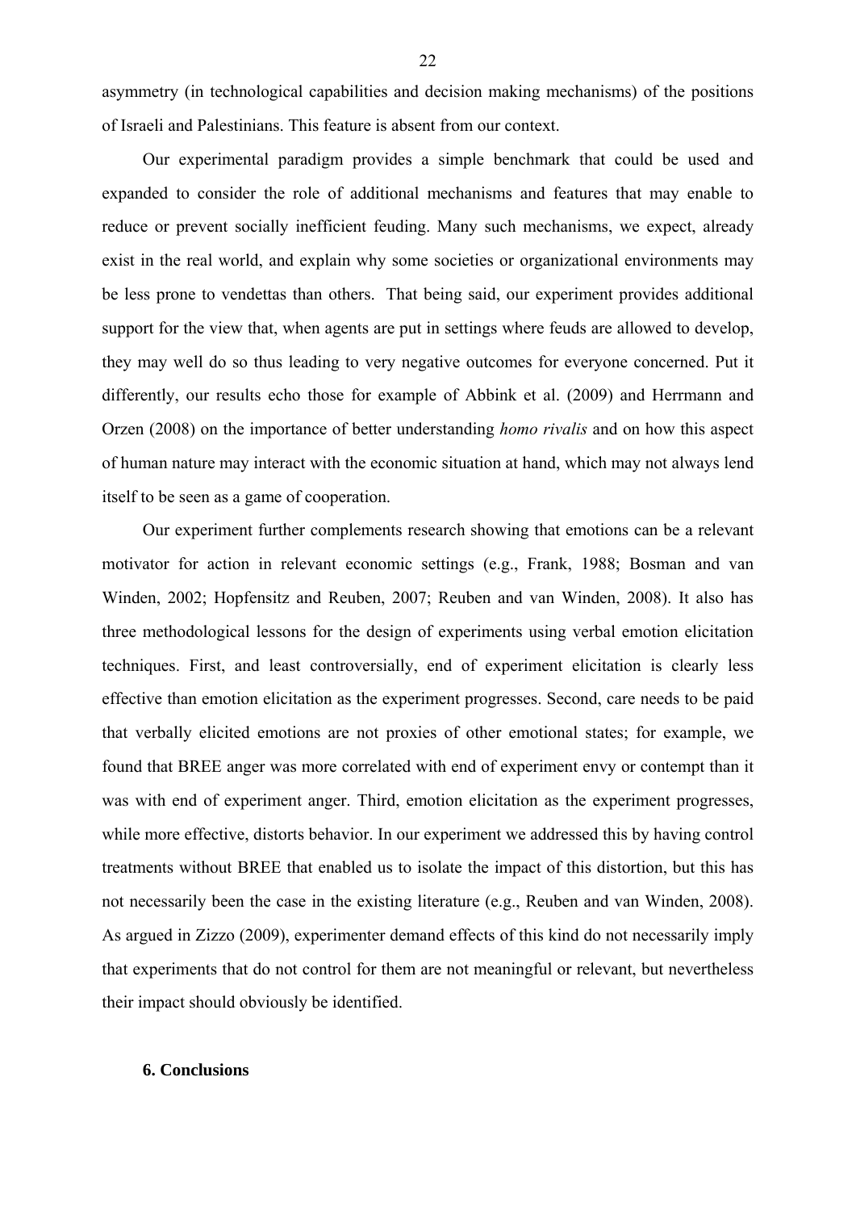asymmetry (in technological capabilities and decision making mechanisms) of the positions of Israeli and Palestinians. This feature is absent from our context.

Our experimental paradigm provides a simple benchmark that could be used and expanded to consider the role of additional mechanisms and features that may enable to reduce or prevent socially inefficient feuding. Many such mechanisms, we expect, already exist in the real world, and explain why some societies or organizational environments may be less prone to vendettas than others. That being said, our experiment provides additional support for the view that, when agents are put in settings where feuds are allowed to develop, they may well do so thus leading to very negative outcomes for everyone concerned. Put it differently, our results echo those for example of Abbink et al. (2009) and Herrmann and Orzen (2008) on the importance of better understanding *homo rivalis* and on how this aspect of human nature may interact with the economic situation at hand, which may not always lend itself to be seen as a game of cooperation.

Our experiment further complements research showing that emotions can be a relevant motivator for action in relevant economic settings (e.g., Frank, 1988; Bosman and van Winden, 2002; Hopfensitz and Reuben, 2007; Reuben and van Winden, 2008). It also has three methodological lessons for the design of experiments using verbal emotion elicitation techniques. First, and least controversially, end of experiment elicitation is clearly less effective than emotion elicitation as the experiment progresses. Second, care needs to be paid that verbally elicited emotions are not proxies of other emotional states; for example, we found that BREE anger was more correlated with end of experiment envy or contempt than it was with end of experiment anger. Third, emotion elicitation as the experiment progresses, while more effective, distorts behavior. In our experiment we addressed this by having control treatments without BREE that enabled us to isolate the impact of this distortion, but this has not necessarily been the case in the existing literature (e.g., Reuben and van Winden, 2008). As argued in Zizzo (2009), experimenter demand effects of this kind do not necessarily imply that experiments that do not control for them are not meaningful or relevant, but nevertheless their impact should obviously be identified.

## 6. Conclusions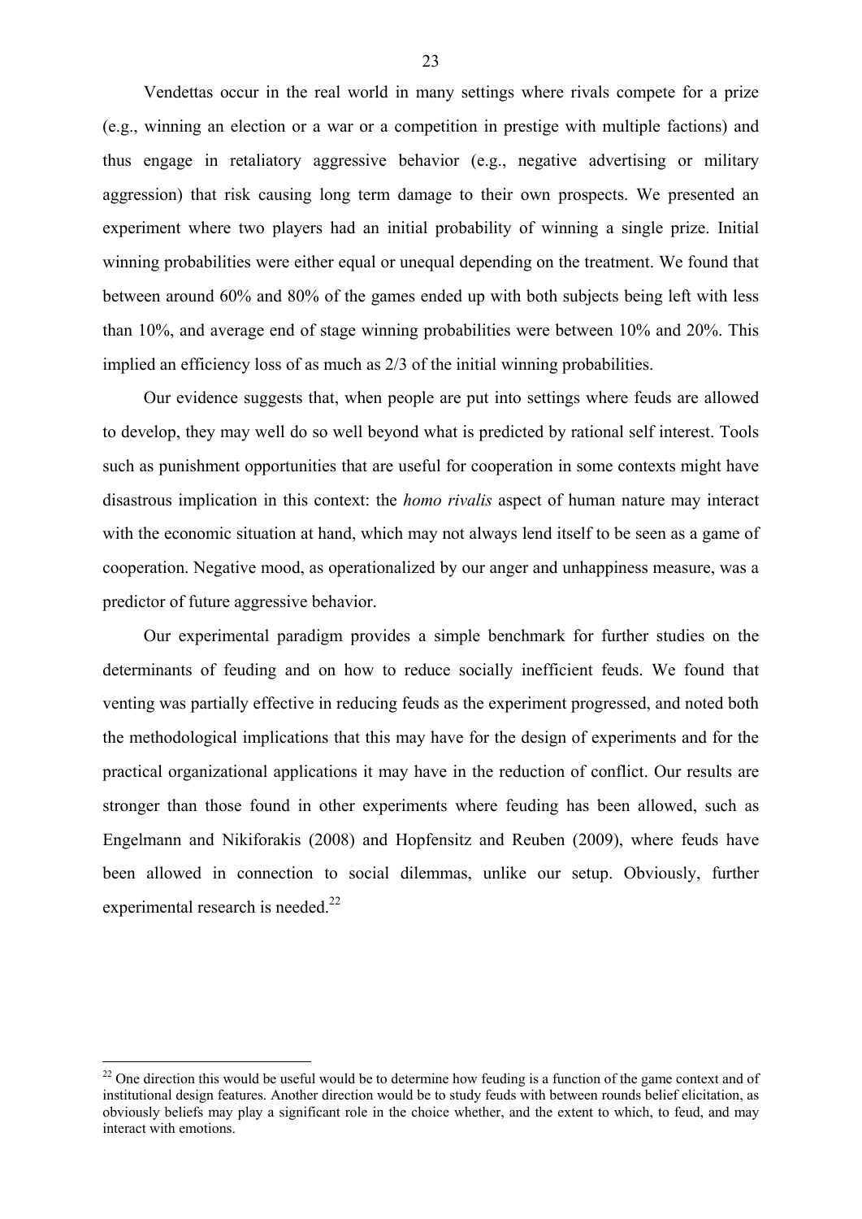Vendettas occur in the real world in many settings where rivals compete for a prize (e.g., winning an election or a war or a competition in prestige with multiple factions) and thus engage in retaliatory aggressive behavior (e.g., negative advertising or military aggression) that risk causing long term damage to their own prospects. We presented an experiment where two players had an initial probability of winning a single prize. Initial winning probabilities were either equal or unequal depending on the treatment. We found that between around 60% and 80% of the games ended up with both subjects being left with less than 10%, and average end of stage winning probabilities were between 10% and 20%. This implied an efficiency loss of as much as 2/3 of the initial winning probabilities.

Our evidence suggests that, when people are put into settings where feuds are allowed to develop, they may well do so well beyond what is predicted by rational self interest. Tools such as punishment opportunities that are useful for cooperation in some contexts might have disastrous implication in this context: the *homo rivalis* aspect of human nature may interact with the economic situation at hand, which may not always lend itself to be seen as a game of cooperation. Negative mood, as operationalized by our anger and unhappiness measure, was a predictor of future aggressive behavior.

Our experimental paradigm provides a simple benchmark for further studies on the determinants of feuding and on how to reduce socially inefficient feuds. We found that venting was partially effective in reducing feuds as the experiment progressed, and noted both the methodological implications that this may have for the design of experiments and for the practical organizational applications it may have in the reduction of conflict. Our results are stronger than those found in other experiments where feuding has been allowed, such as Engelmann and Nikiforakis (2008) and Hopfensitz and Reuben (2009), where feuds have been allowed in connection to social dilemmas, unlike our setup. Obviously, further experimental research is needed.[22]

[22] One direction this would be useful would be to determine how feuding is a function of the game context and of institutional design features. Another direction would be to study feuds with between rounds belief elicitation, as obviously beliefs may play a significant role in the choice whether, and the extent to which, to feud, and may interact with emotions.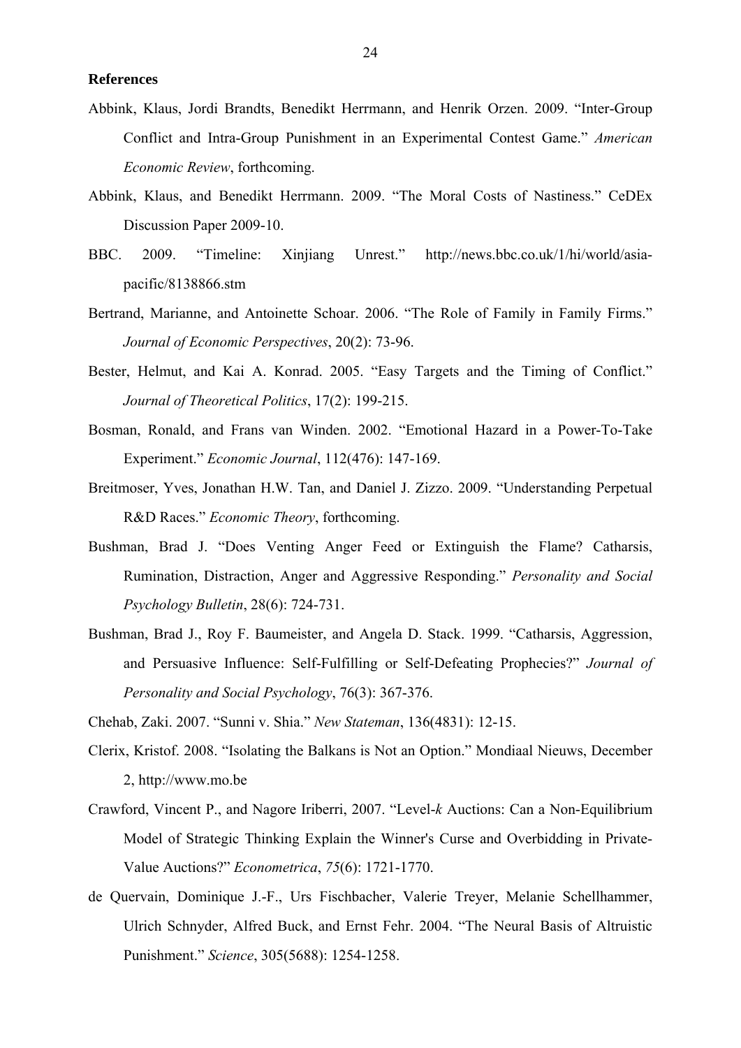**References**

Abbink, Klaus, Jordi Brandts, Benedikt Herrmann, and Henrik Orzen. 2009. "Inter-Group Conflict and Intra-Group Punishment in an Experimental Contest Game." *American Economic Review*, forthcoming.

Abbink, Klaus, and Benedikt Herrmann. 2009. "The Moral Costs of Nastiness." CeDEx Discussion Paper 2009-10.

BBC. 2009. "Timeline: Xinjiang Unrest." http://news.bbc.co.uk/1/hi/world/asia-pacific/8138866.stm

Bertrand, Marianne, and Antoinette Schoar. 2006. "The Role of Family in Family Firms." *Journal of Economic Perspectives*, 20(2): 73-96.

Bester, Helmut, and Kai A. Konrad. 2005. "Easy Targets and the Timing of Conflict." *Journal of Theoretical Politics*, 17(2): 199-215.

Bosman, Ronald, and Frans van Winden. 2002. "Emotional Hazard in a Power-To-Take Experiment." *Economic Journal*, 112(476): 147-169.

Breitmoser, Yves, Jonathan H.W. Tan, and Daniel J. Zizzo. 2009. "Understanding Perpetual R&D Races." *Economic Theory*, forthcoming.

Bushman, Brad J. "Does Venting Anger Feed or Extinguish the Flame? Catharsis, Rumination, Distraction, Anger and Aggressive Responding." *Personality and Social Psychology Bulletin*, 28(6): 724-731.

Bushman, Brad J., Roy F. Baumeister, and Angela D. Stack. 1999. "Catharsis, Aggression, and Persuasive Influence: Self-Fulfilling or Self-Defeating Prophecies?" *Journal of Personality and Social Psychology*, 76(3): 367-376.

Chehab, Zaki. 2007. "Sunni v. Shia." *New Stateman*, 136(4831): 12-15.

Clerix, Kristof. 2008. "Isolating the Balkans is Not an Option." Mondiaal Nieuws, December 2, http://www.mo.be

Crawford, Vincent P., and Nagore Iriberri, 2007. "Level-*k* Auctions: Can a Non-Equilibrium Model of Strategic Thinking Explain the Winner's Curse and Overbidding in Private-Value Auctions?" *Econometrica*, *75*(6): 1721-1770.

de Quervain, Dominique J.-F., Urs Fischbacher, Valerie Treyer, Melanie Schellhammer, Ulrich Schnyder, Alfred Buck, and Ernst Fehr. 2004. "The Neural Basis of Altruistic Punishment." *Science*, 305(5688): 1254-1258.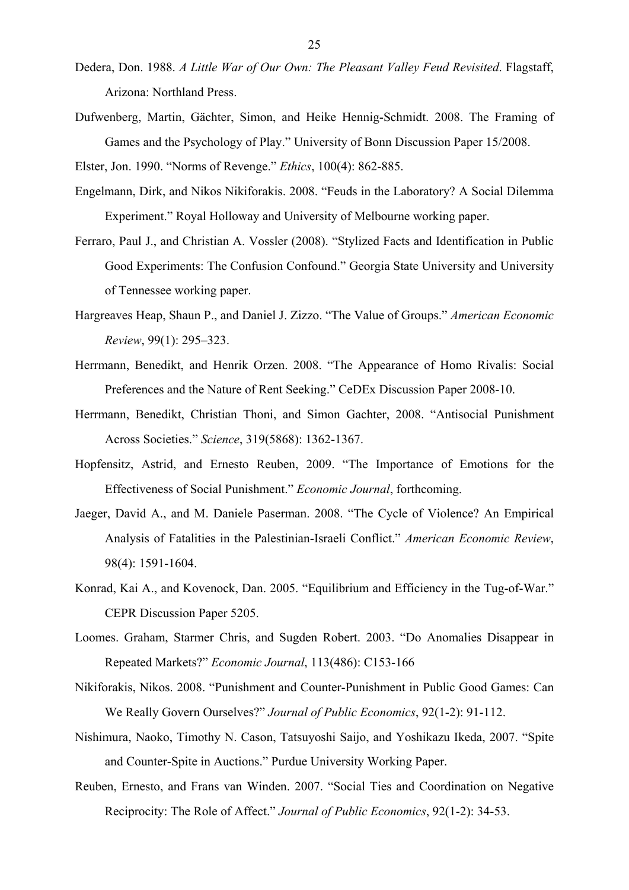Dedera, Don. 1988. *A Little War of Our Own: The Pleasant Valley Feud Revisited*. Flagstaff, Arizona: Northland Press.

Dufwenberg, Martin, Gächter, Simon, and Heike Hennig-Schmidt. 2008. The Framing of Games and the Psychology of Play." University of Bonn Discussion Paper 15/2008.

Elster, Jon. 1990. "Norms of Revenge." *Ethics*, 100(4): 862-885.

Engelmann, Dirk, and Nikos Nikiforakis. 2008. "Feuds in the Laboratory? A Social Dilemma Experiment." Royal Holloway and University of Melbourne working paper.

Ferraro, Paul J., and Christian A. Vossler (2008). "Stylized Facts and Identification in Public Good Experiments: The Confusion Confound." Georgia State University and University of Tennessee working paper.

Hargreaves Heap, Shaun P., and Daniel J. Zizzo. "The Value of Groups." *American Economic Review*, 99(1): 295–323.

Herrmann, Benedikt, and Henrik Orzen. 2008. "The Appearance of Homo Rivalis: Social Preferences and the Nature of Rent Seeking." CeDEx Discussion Paper 2008-10.

Herrmann, Benedikt, Christian Thoni, and Simon Gachter, 2008. "Antisocial Punishment Across Societies." *Science*, 319(5868): 1362-1367.

Hopfensitz, Astrid, and Ernesto Reuben, 2009. "The Importance of Emotions for the Effectiveness of Social Punishment." *Economic Journal*, forthcoming.

Jaeger, David A., and M. Daniele Paserman. 2008. "The Cycle of Violence? An Empirical Analysis of Fatalities in the Palestinian-Israeli Conflict." *American Economic Review*, 98(4): 1591-1604.

Konrad, Kai A., and Kovenock, Dan. 2005. "Equilibrium and Efficiency in the Tug-of-War." CEPR Discussion Paper 5205.

Loomes. Graham, Starmer Chris, and Sugden Robert. 2003. "Do Anomalies Disappear in Repeated Markets?" *Economic Journal*, 113(486): C153-166

Nikiforakis, Nikos. 2008. "Punishment and Counter-Punishment in Public Good Games: Can We Really Govern Ourselves?" *Journal of Public Economics*, 92(1-2): 91-112.

Nishimura, Naoko, Timothy N. Cason, Tatsuyoshi Saijo, and Yoshikazu Ikeda, 2007. "Spite and Counter-Spite in Auctions." Purdue University Working Paper.

Reuben, Ernesto, and Frans van Winden. 2007. "Social Ties and Coordination on Negative Reciprocity: The Role of Affect." *Journal of Public Economics*, 92(1-2): 34-53.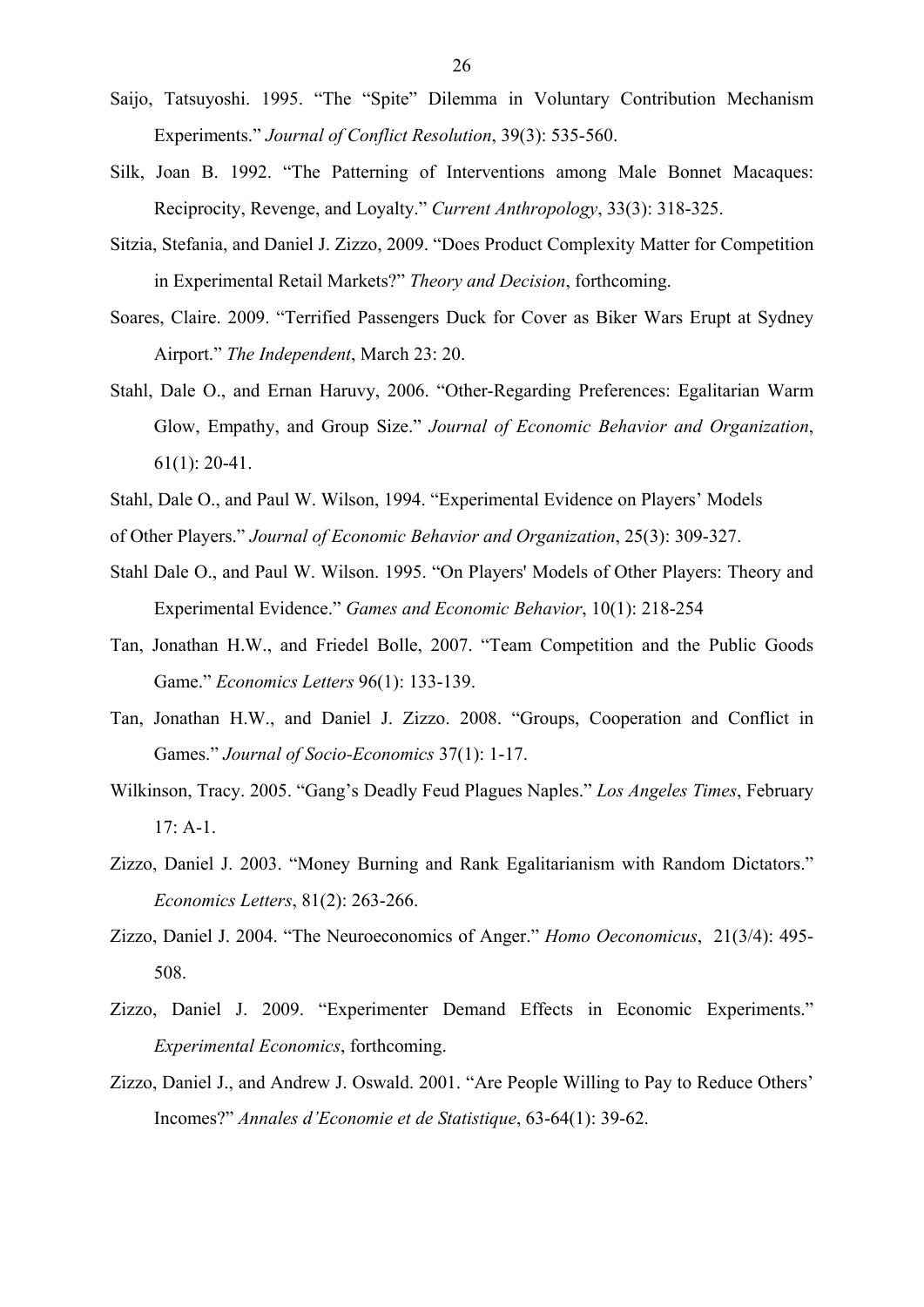Saijo, Tatsuyoshi. 1995. "The "Spite" Dilemma in Voluntary Contribution Mechanism Experiments." *Journal of Conflict Resolution*, 39(3): 535-560.

Silk, Joan B. 1992. "The Patterning of Interventions among Male Bonnet Macaques: Reciprocity, Revenge, and Loyalty." *Current Anthropology*, 33(3): 318-325.

Sitzia, Stefania, and Daniel J. Zizzo, 2009. "Does Product Complexity Matter for Competition in Experimental Retail Markets?" *Theory and Decision*, forthcoming.

Soares, Claire. 2009. "Terrified Passengers Duck for Cover as Biker Wars Erupt at Sydney Airport." *The Independent*, March 23: 20.

Stahl, Dale O., and Ernan Haruvy, 2006. "Other-Regarding Preferences: Egalitarian Warm Glow, Empathy, and Group Size." *Journal of Economic Behavior and Organization*, 61(1): 20-41.

Stahl, Dale O., and Paul W. Wilson, 1994. "Experimental Evidence on Players' Models of Other Players." *Journal of Economic Behavior and Organization*, 25(3): 309-327.

Stahl Dale O., and Paul W. Wilson. 1995. "On Players' Models of Other Players: Theory and Experimental Evidence." *Games and Economic Behavior*, 10(1): 218-254

Tan, Jonathan H.W., and Friedel Bolle, 2007. "Team Competition and the Public Goods Game." *Economics Letters* 96(1): 133-139.

Tan, Jonathan H.W., and Daniel J. Zizzo. 2008. "Groups, Cooperation and Conflict in Games." *Journal of Socio-Economics* 37(1): 1-17.

Wilkinson, Tracy. 2005. "Gang's Deadly Feud Plagues Naples." *Los Angeles Times*, February 17: A-1.

Zizzo, Daniel J. 2003. "Money Burning and Rank Egalitarianism with Random Dictators." *Economics Letters*, 81(2): 263-266.

Zizzo, Daniel J. 2004. "The Neuroeconomics of Anger." *Homo Oeconomicus*, 21(3/4): 495-508.

Zizzo, Daniel J. 2009. "Experimenter Demand Effects in Economic Experiments." *Experimental Economics*, forthcoming.

Zizzo, Daniel J., and Andrew J. Oswald. 2001. "Are People Willing to Pay to Reduce Others' Incomes?" *Annales d'Economie et de Statistique*, 63-64(1): 39-62.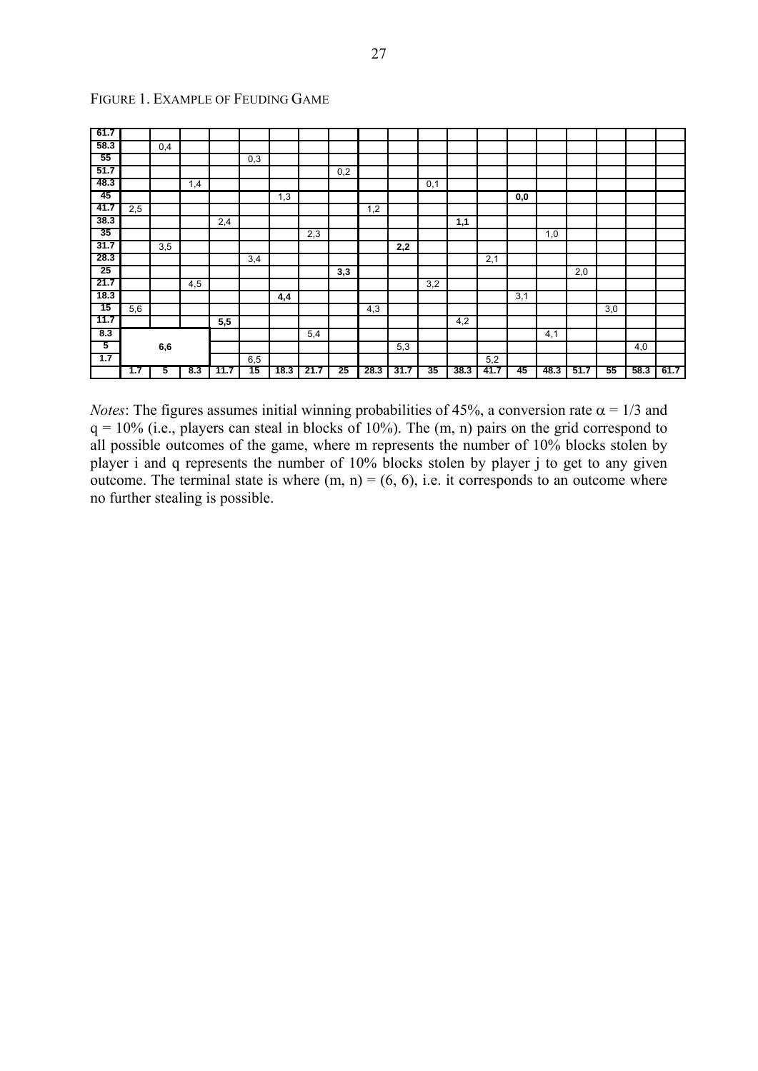FIGURE 1. EXAMPLE OF FEUDING GAME

| | 1.7 | 5 | 8.3 | 11.7 | 15 | 18.3 | 21.7 | 25 | 28.3 | 31.7 | 35 | 38.3 | 41.7 | 45 | 48.3 | 51.7 | 55 | 58.3 | 61.7 |
|---|---|---|---|---|---|---|---|---|---|---|---|---|---|---|---|---|---|---|---|
| **61.7** | | | | | | | | | | | | | | | | | | | |
| **58.3** | | 0,4 | | | | | | | | | | | | | | | | | |
| **55** | | | | | 0,3 | | | | | | | | | | | | | | |
| **51.7** | | | | | | | | 0,2 | | | | | | | | | | | |
| **48.3** | | | 1,4 | | | | | | | | 0,1 | | | | | | | | |
| **45** | | | | | | 1,3 | | | | | | | | **0,0** | | | | | |
| **41.7** | 2,5 | | | | | | | | 1,2 | | | | | | | | | | |
| **38.3** | | | | 2,4 | | | | | | | | **1,1** | | | | | | | |
| **35** | | | | | | | 2,3 | | | | | | | | 1,0 | | | | |
| **31.7** | | 3,5 | | | | | | | | **2,2** | | | | | | | | | |
| **28.3** | | | | | 3,4 | | | | | | | | 2,1 | | | | | | |
| **25** | | | | | | | | **3,3** | | | | | | | | 2,0 | | | |
| **21.7** | | | 4,5 | | | | | | | | 3,2 | | | | | | | | |
| **18.3** | | | | | | **4,4** | | | | | | | | 3,1 | | | | | |
| **15** | 5,6 | | | | | | | | 4,3 | | | | | | | | 3,0 | | |
| **11.7** | | | | **5,5** | | | | | | | | 4,2 | | | | | | | |
| **8.3** | | | | | | | 5,4 | | | | | | | | 4,1 | | | | |
| **5** | | **6,6** | | | | | | | | 5,3 | | | | | | | | 4,0 | |
| **1.7** | | | | | 6,5 | | | | | | | | 5,2 | | | | | | |

*Notes*: The figures assumes initial winning probabilities of 45%, a conversion rate $\alpha = 1/3$ and $q = 10\%$ (i.e., players can steal in blocks of 10%). The (m, n) pairs on the grid correspond to all possible outcomes of the game, where m represents the number of 10% blocks stolen by player i and q represents the number of 10% blocks stolen by player j to get to any given outcome. The terminal state is where (m, n) = (6, 6), i.e. it corresponds to an outcome where no further stealing is possible.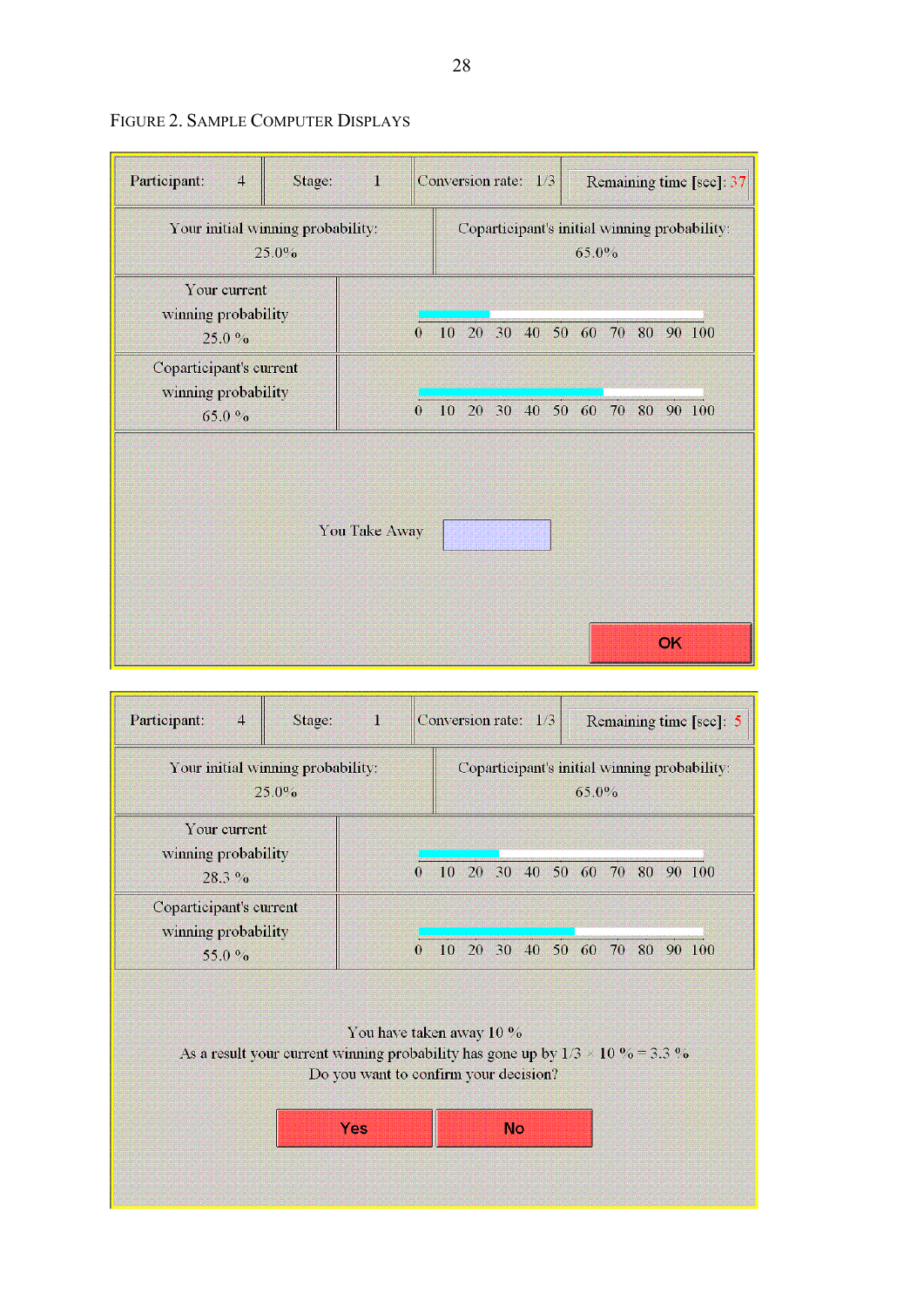FIGURE 2. SAMPLE COMPUTER DISPLAYS

| Participant: 4 | Stage: 1 | Conversion rate: 1/3 | Remaining time [sec]: 37 |
|---|---|---|---|

| Your initial winning probability: 25.0% | Coparticipant's initial winning probability: 65.0% |
|---|---|

| Your current winning probability 25.0 % | 0 10 20 30 40 50 60 70 80 90 100 |
|---|---|
| Coparticipant's current winning probability 65.0 % | 0 10 20 30 40 50 60 70 80 90 100 |

You Take Away

OK

| Participant: 4 | Stage: 1 | Conversion rate: 1/3 | Remaining time [sec]: 5 |
|---|---|---|---|

| Your initial winning probability: 25.0% | Coparticipant's initial winning probability: 65.0% |
|---|---|

| Your current winning probability 28.3 % | 0 10 20 30 40 50 60 70 80 90 100 |
|---|---|
| Coparticipant's current winning probability 55.0 % | 0 10 20 30 40 50 60 70 80 90 100 |

You have taken away 10 %

As a result your current winning probability has gone up by 1/3 × 10 % = 3.3 %

Do you want to confirm your decision?

Yes　No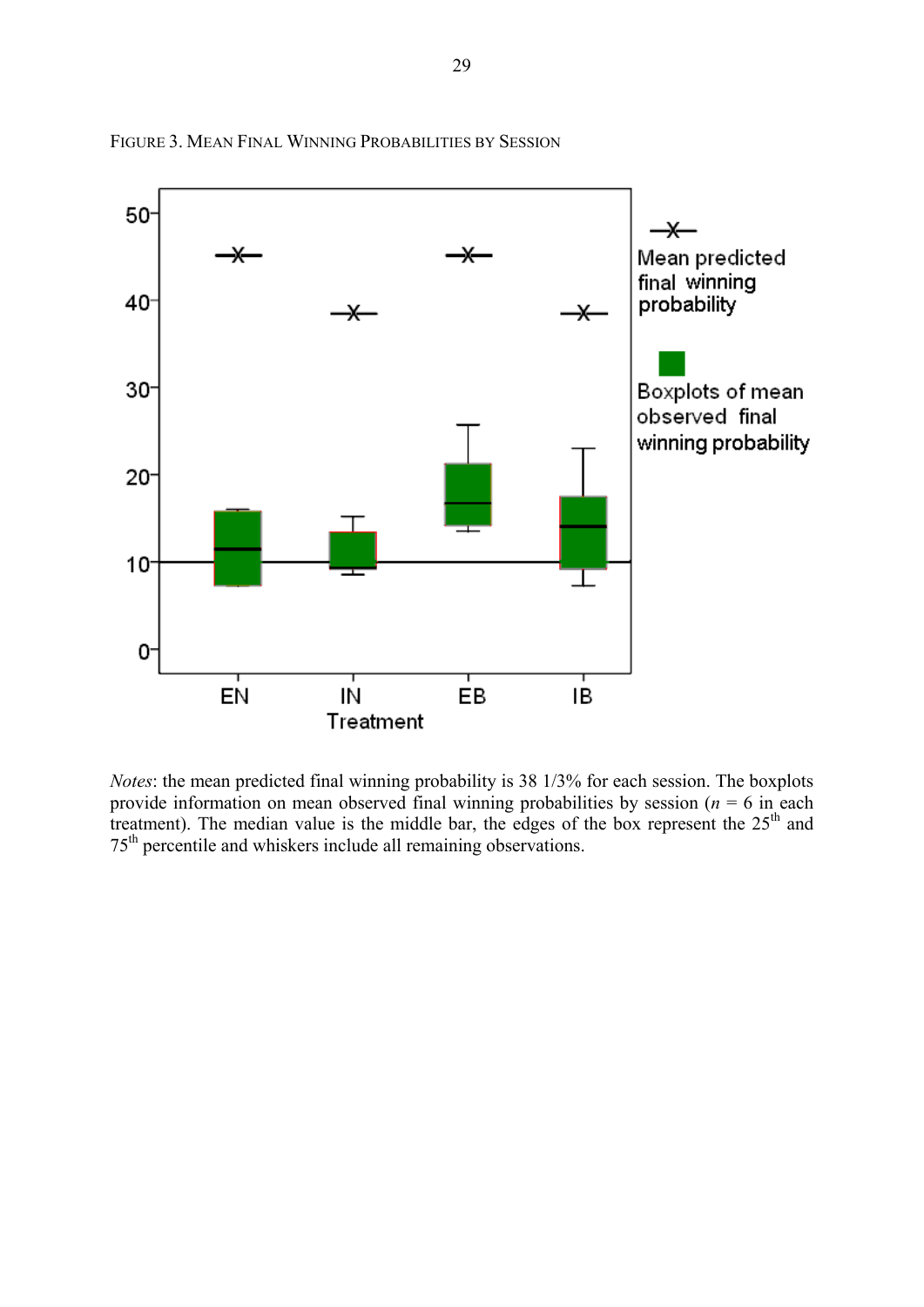FIGURE 3. MEAN FINAL WINNING PROBABILITIES BY SESSION

*Notes*: the mean predicted final winning probability is 38 1/3% for each session. The boxplots provide information on mean observed final winning probabilities by session ($n$ = 6 in each treatment). The median value is the middle bar, the edges of the box represent the 25th and 75th percentile and whiskers include all remaining observations.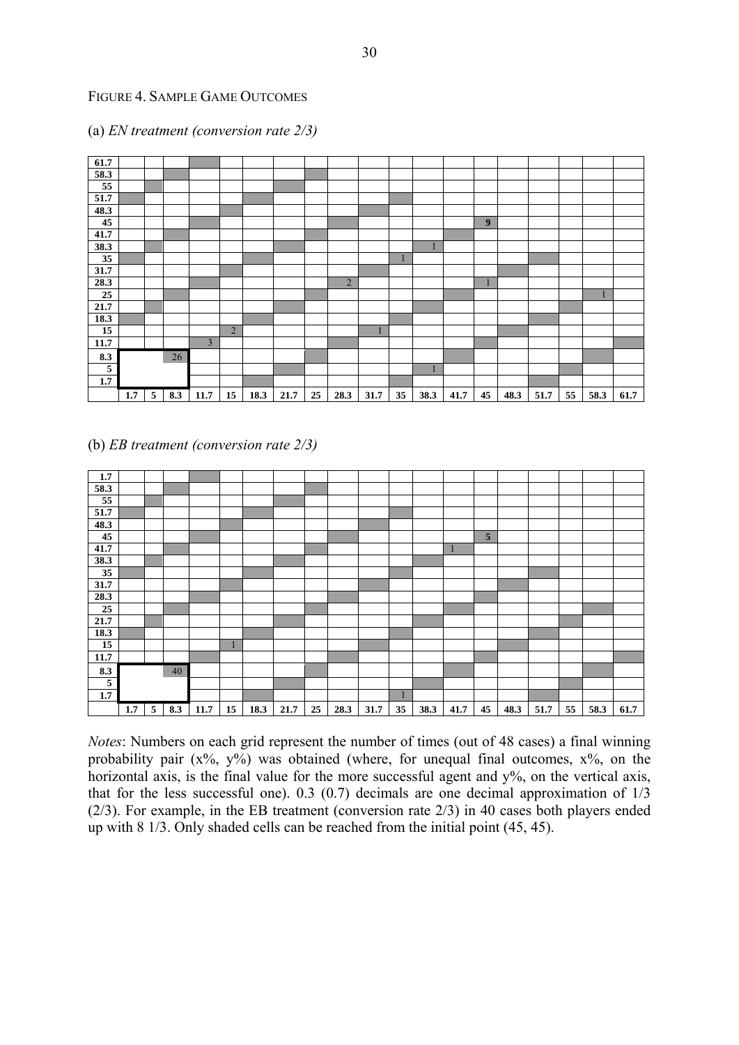FIGURE 4. SAMPLE GAME OUTCOMES

(a) *EN treatment (conversion rate 2/3)*

| | | | | | | | | | | | | | | | | | | | |
|---|---|---|---|---|---|---|---|---|---|---|---|---|---|---|---|---|---|---|---|
| **61.7** | | | | | | | | | | | | | | | | | | | |
| **58.3** | | | | | | | | | | | | | | | | | | | |
| **55** | | | | | | | | | | | | | | | | | | | |
| **51.7** | | | | | | | | | | | | | | | | | | | |
| **48.3** | | | | | | | | | | | | | | | | | | | |
| **45** | | | | | | | | | | | | | | **9** | | | | | |
| **41.7** | | | | | | | | | | | | | | | | | | | |
| **38.3** | | | | | | | | | | | | 1 | | | | | | | |
| **35** | | | | | | | | | | | 1 | | | | | | | | |
| **31.7** | | | | | | | | | | | | | | | | | | | |
| **28.3** | | | | | | | | | 2 | | | | | 1 | | | | | |
| **25** | | | | | | | | | | | | | | | | | | 1 | |
| **21.7** | | | | | | | | | | | | | | | | | | | |
| **18.3** | | | | | | | | | | | | | | | | | | | |
| **15** | | | | | 2 | | | | | 1 | | | | | | | | | |
| **11.7** | | | | 3 | | | | | | | | | | | | | | | |
| **8.3** | | | 26 | | | | | | | | | | | | | | | | |
| **5** | | | | | | | | | | | | 1 | | | | | | | |
| **1.7** | | | | | | | | | | | | | | | | | | | |
| | **1.7** | **5** | **8.3** | **11.7** | **15** | **18.3** | **21.7** | **25** | **28.3** | **31.7** | **35** | **38.3** | **41.7** | **45** | **48.3** | **51.7** | **55** | **58.3** | **61.7** |

(b) *EB treatment (conversion rate 2/3)*

| | | | | | | | | | | | | | | | | | | | |
|---|---|---|---|---|---|---|---|---|---|---|---|---|---|---|---|---|---|---|---|
| **1.7** | | | | | | | | | | | | | | | | | | | |
| **58.3** | | | | | | | | | | | | | | | | | | | |
| **55** | | | | | | | | | | | | | | | | | | | |
| **51.7** | | | | | | | | | | | | | | | | | | | |
| **48.3** | | | | | | | | | | | | | | | | | | | |
| **45** | | | | | | | | | | | | | | **5** | | | | | |
| **41.7** | | | | | | | | | | | | | 1 | | | | | | |
| **38.3** | | | | | | | | | | | | | | | | | | | |
| **35** | | | | | | | | | | | | | | | | | | | |
| **31.7** | | | | | | | | | | | | | | | | | | | |
| **28.3** | | | | | | | | | | | | | | | | | | | |
| **25** | | | | | | | | | | | | | | | | | | | |
| **21.7** | | | | | | | | | | | | | | | | | | | |
| **18.3** | | | | | | | | | | | | | | | | | | | |
| **15** | | | | | 1 | | | | | | | | | | | | | | |
| **11.7** | | | | | | | | | | | | | | | | | | | |
| **8.3** | | | 40 | | | | | | | | | | | | | | | | |
| **5** | | | | | | | | | | | | | | | | | | | |
| **1.7** | | | | | | | | | | | 1 | | | | | | | | |
| | **1.7** | **5** | **8.3** | **11.7** | **15** | **18.3** | **21.7** | **25** | **28.3** | **31.7** | **35** | **38.3** | **41.7** | **45** | **48.3** | **51.7** | **55** | **58.3** | **61.7** |

*Notes*: Numbers on each grid represent the number of times (out of 48 cases) a final winning probability pair (x%, y%) was obtained (where, for unequal final outcomes, x%, on the horizontal axis, is the final value for the more successful agent and y%, on the vertical axis, that for the less successful one). 0.3 (0.7) decimals are one decimal approximation of 1/3 (2/3). For example, in the EB treatment (conversion rate 2/3) in 40 cases both players ended up with 8 1/3. Only shaded cells can be reached from the initial point (45, 45).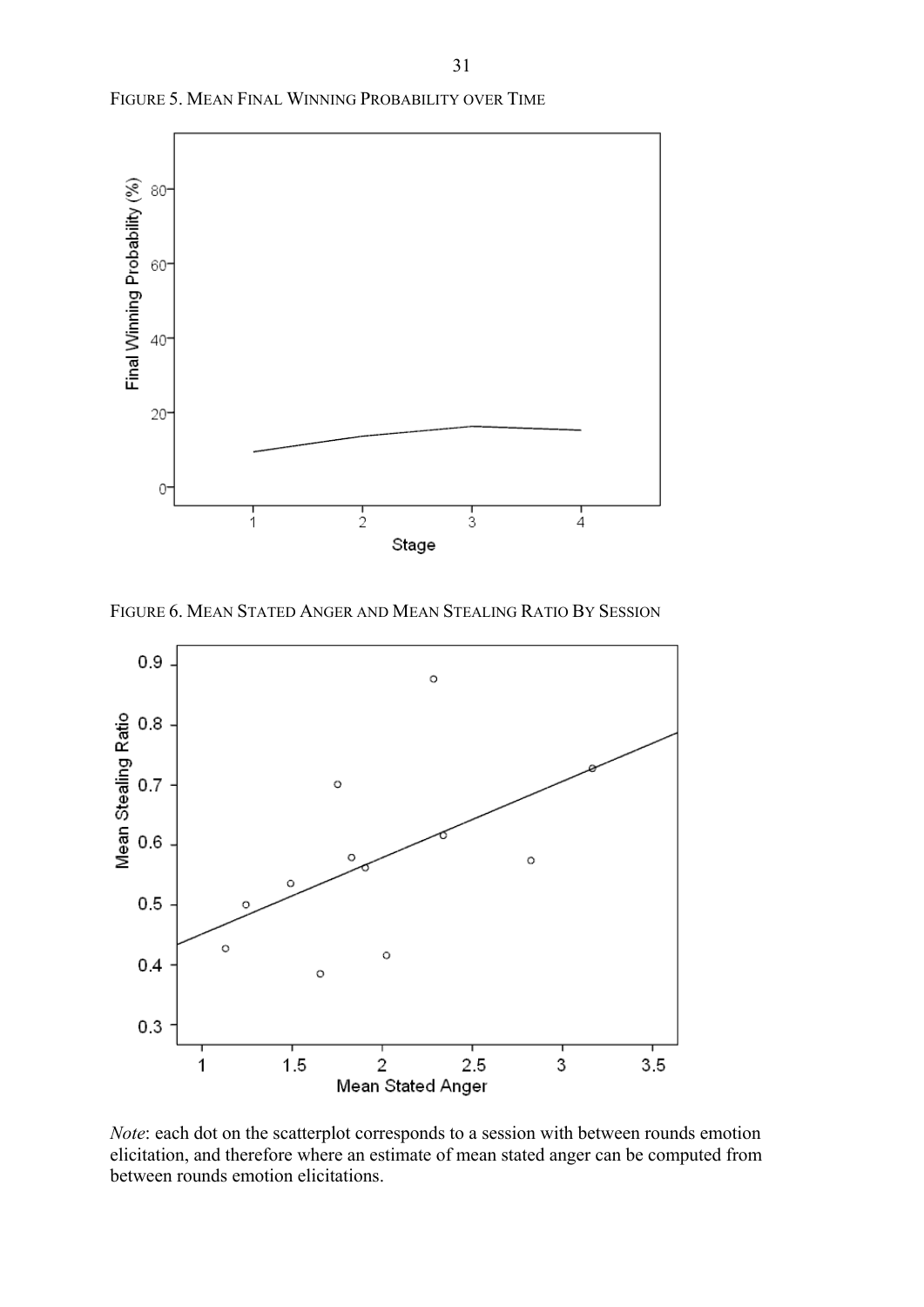FIGURE 5. MEAN FINAL WINNING PROBABILITY OVER TIME

FIGURE 6. MEAN STATED ANGER AND MEAN STEALING RATIO BY SESSION

*Note*: each dot on the scatterplot corresponds to a session with between rounds emotion elicitation, and therefore where an estimate of mean stated anger can be computed from between rounds emotion elicitations.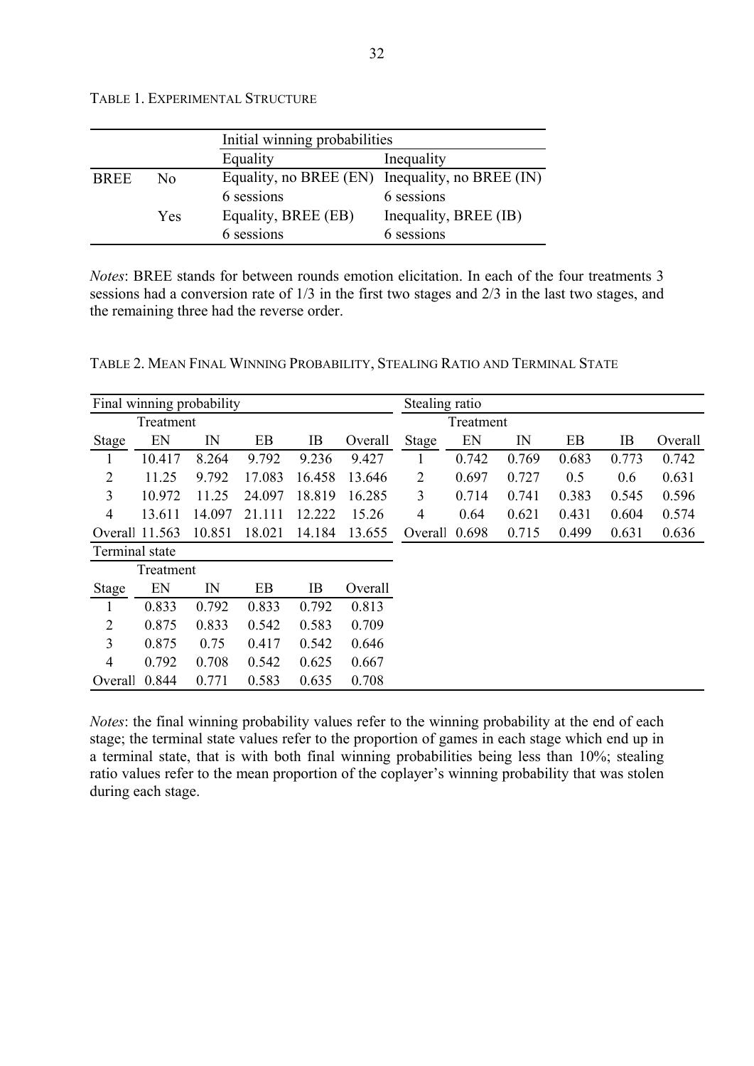TABLE 1. EXPERIMENTAL STRUCTURE

| | | Initial winning probabilities | |
|---|---|---|---|
| | | Equality | Inequality |
| BREE | No | Equality, no BREE (EN) 6 sessions | Inequality, no BREE (IN) 6 sessions |
| | Yes | Equality, BREE (EB) 6 sessions | Inequality, BREE (IB) 6 sessions |

*Notes*: BREE stands for between rounds emotion elicitation. In each of the four treatments 3 sessions had a conversion rate of 1/3 in the first two stages and 2/3 in the last two stages, and the remaining three had the reverse order.

TABLE 2. MEAN FINAL WINNING PROBABILITY, STEALING RATIO AND TERMINAL STATE

| Final winning probability | | | | | | Stealing ratio | | | | | |
|---|---|---|---|---|---|---|---|---|---|---|---|
| | Treatment | | | | | | Treatment | | | | |
| Stage | EN | IN | EB | IB | Overall | Stage | EN | IN | EB | IB | Overall |
| 1 | 10.417 | 8.264 | 9.792 | 9.236 | 9.427 | 1 | 0.742 | 0.769 | 0.683 | 0.773 | 0.742 |
| 2 | 11.25 | 9.792 | 17.083 | 16.458 | 13.646 | 2 | 0.697 | 0.727 | 0.5 | 0.6 | 0.631 |
| 3 | 10.972 | 11.25 | 24.097 | 18.819 | 16.285 | 3 | 0.714 | 0.741 | 0.383 | 0.545 | 0.596 |
| 4 | 13.611 | 14.097 | 21.111 | 12.222 | 15.26 | 4 | 0.64 | 0.621 | 0.431 | 0.604 | 0.574 |
| Overall | 11.563 | 10.851 | 18.021 | 14.184 | 13.655 | Overall | 0.698 | 0.715 | 0.499 | 0.631 | 0.636 |

| Terminal state | | | | | |
|---|---|---|---|---|---|
| | Treatment | | | | |
| Stage | EN | IN | EB | IB | Overall |
| 1 | 0.833 | 0.792 | 0.833 | 0.792 | 0.813 |
| 2 | 0.875 | 0.833 | 0.542 | 0.583 | 0.709 |
| 3 | 0.875 | 0.75 | 0.417 | 0.542 | 0.646 |
| 4 | 0.792 | 0.708 | 0.542 | 0.625 | 0.667 |
| Overall | 0.844 | 0.771 | 0.583 | 0.635 | 0.708 |

*Notes*: the final winning probability values refer to the winning probability at the end of each stage; the terminal state values refer to the proportion of games in each stage which end up in a terminal state, that is with both final winning probabilities being less than 10%; stealing ratio values refer to the mean proportion of the coplayer's winning probability that was stolen during each stage.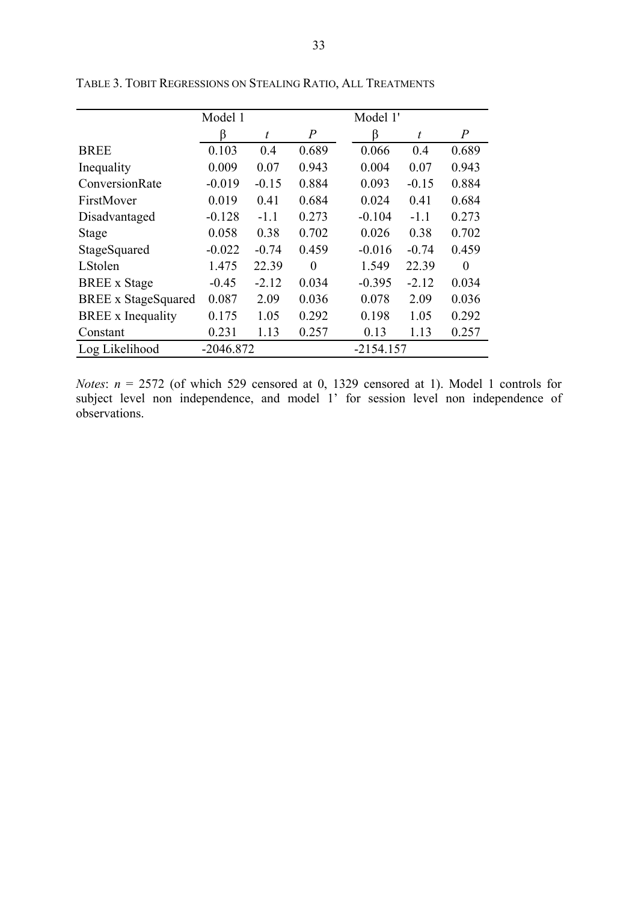TABLE 3. TOBIT REGRESSIONS ON STEALING RATIO, ALL TREATMENTS

| | Model 1 | | | Model 1' | | |
|---|---|---|---|---|---|---|
| | β | *t* | *P* | β | *t* | *P* |
| BREE | 0.103 | 0.4 | 0.689 | 0.066 | 0.4 | 0.689 |
| Inequality | 0.009 | 0.07 | 0.943 | 0.004 | 0.07 | 0.943 |
| ConversionRate | -0.019 | -0.15 | 0.884 | 0.093 | -0.15 | 0.884 |
| FirstMover | 0.019 | 0.41 | 0.684 | 0.024 | 0.41 | 0.684 |
| Disadvantaged | -0.128 | -1.1 | 0.273 | -0.104 | -1.1 | 0.273 |
| Stage | 0.058 | 0.38 | 0.702 | 0.026 | 0.38 | 0.702 |
| StageSquared | -0.022 | -0.74 | 0.459 | -0.016 | -0.74 | 0.459 |
| LStolen | 1.475 | 22.39 | 0 | 1.549 | 22.39 | 0 |
| BREE x Stage | -0.45 | -2.12 | 0.034 | -0.395 | -2.12 | 0.034 |
| BREE x StageSquared | 0.087 | 2.09 | 0.036 | 0.078 | 2.09 | 0.036 |
| BREE x Inequality | 0.175 | 1.05 | 0.292 | 0.198 | 1.05 | 0.292 |
| Constant | 0.231 | 1.13 | 0.257 | 0.13 | 1.13 | 0.257 |
| Log Likelihood | -2046.872 | | | -2154.157 | | |

*Notes*: $n = 2572$ (of which 529 censored at 0, 1329 censored at 1). Model 1 controls for subject level non independence, and model 1' for session level non independence of observations.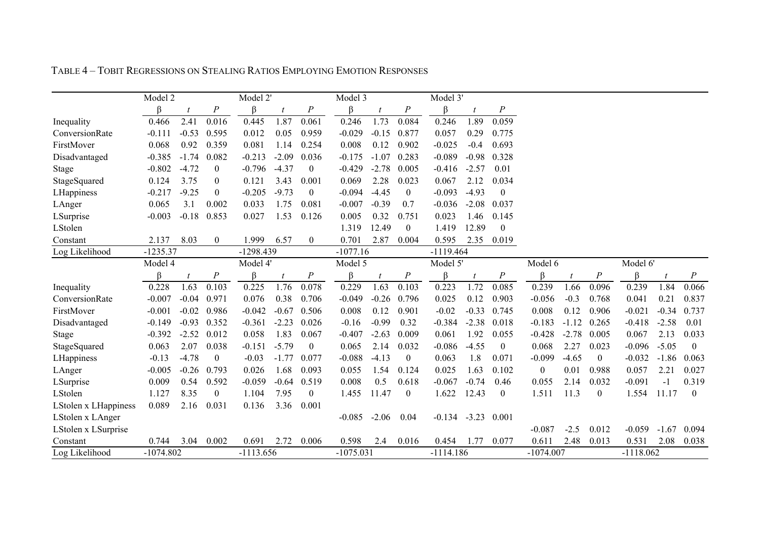TABLE 4 – TOBIT REGRESSIONS ON STEALING RATIOS EMPLOYING EMOTION RESPONSES

| | Model 2 | | | Model 2' | | | Model 3 | | | Model 3' | | |
|---|---|---|---|---|---|---|---|---|---|---|---|---|
| | β | *t* | *P* | β | *t* | *P* | β | *t* | *P* | β | *t* | *P* |
| Inequality | 0.466 | 2.41 | 0.016 | 0.445 | 1.87 | 0.061 | 0.246 | 1.73 | 0.084 | 0.246 | 1.89 | 0.059 |
| ConversionRate | -0.111 | -0.53 | 0.595 | 0.012 | 0.05 | 0.959 | -0.029 | -0.15 | 0.877 | 0.057 | 0.29 | 0.775 |
| FirstMover | 0.068 | 0.92 | 0.359 | 0.081 | 1.14 | 0.254 | 0.008 | 0.12 | 0.902 | -0.025 | -0.4 | 0.693 |
| Disadvantaged | -0.385 | -1.74 | 0.082 | -0.213 | -2.09 | 0.036 | -0.175 | -1.07 | 0.283 | -0.089 | -0.98 | 0.328 |
| Stage | -0.802 | -4.72 | 0 | -0.796 | -4.37 | 0 | -0.429 | -2.78 | 0.005 | -0.416 | -2.57 | 0.01 |
| StageSquared | 0.124 | 3.75 | 0 | 0.121 | 3.43 | 0.001 | 0.069 | 2.28 | 0.023 | 0.067 | 2.12 | 0.034 |
| LHappiness | -0.217 | -9.25 | 0 | -0.205 | -9.73 | 0 | -0.094 | -4.45 | 0 | -0.093 | -4.93 | 0 |
| LAnger | 0.065 | 3.1 | 0.002 | 0.033 | 1.75 | 0.081 | -0.007 | -0.39 | 0.7 | -0.036 | -2.08 | 0.037 |
| LSurprise | -0.003 | -0.18 | 0.853 | 0.027 | 1.53 | 0.126 | 0.005 | 0.32 | 0.751 | 0.023 | 1.46 | 0.145 |
| LStolen | | | | | | | 1.319 | 12.49 | 0 | 1.419 | 12.89 | 0 |
| Constant | 2.137 | 8.03 | 0 | 1.999 | 6.57 | 0 | 0.701 | 2.87 | 0.004 | 0.595 | 2.35 | 0.019 |
| Log Likelihood | -1235.37 | | | -1298.439 | | | -1077.16 | | | -1119.464 | | |

| | Model 4 | | | Model 4' | | | Model 5 | | | Model 5' | | | Model 6 | | | Model 6' | | |
|---|---|---|---|---|---|---|---|---|---|---|---|---|---|---|---|---|---|---|
| | β | *t* | *P* | β | *t* | *P* | β | *t* | *P* | β | *t* | *P* | β | *t* | *P* | β | *t* | *P* |
| Inequality | 0.228 | 1.63 | 0.103 | 0.225 | 1.76 | 0.078 | 0.229 | 1.63 | 0.103 | 0.223 | 1.72 | 0.085 | 0.239 | 1.66 | 0.096 | 0.239 | 1.84 | 0.066 |
| ConversionRate | -0.007 | -0.04 | 0.971 | 0.076 | 0.38 | 0.706 | -0.049 | -0.26 | 0.796 | 0.025 | 0.12 | 0.903 | -0.056 | -0.3 | 0.768 | 0.041 | 0.21 | 0.837 |
| FirstMover | -0.001 | -0.02 | 0.986 | -0.042 | -0.67 | 0.506 | 0.008 | 0.12 | 0.901 | -0.02 | -0.33 | 0.745 | 0.008 | 0.12 | 0.906 | -0.021 | -0.34 | 0.737 |
| Disadvantaged | -0.149 | -0.93 | 0.352 | -0.361 | -2.23 | 0.026 | -0.16 | -0.99 | 0.32 | -0.384 | -2.38 | 0.018 | -0.183 | -1.12 | 0.265 | -0.418 | -2.58 | 0.01 |
| Stage | -0.392 | -2.52 | 0.012 | 0.058 | 1.83 | 0.067 | -0.407 | -2.63 | 0.009 | 0.061 | 1.92 | 0.055 | -0.428 | -2.78 | 0.005 | 0.067 | 2.13 | 0.033 |
| StageSquared | 0.063 | 2.07 | 0.038 | -0.151 | -5.79 | 0 | 0.065 | 2.14 | 0.032 | -0.086 | -4.55 | 0 | 0.068 | 2.27 | 0.023 | -0.096 | -5.05 | 0 |
| LHappiness | -0.13 | -4.78 | 0 | -0.03 | -1.77 | 0.077 | -0.088 | -4.13 | 0 | 0.063 | 1.8 | 0.071 | -0.099 | -4.65 | 0 | -0.032 | -1.86 | 0.063 |
| LAnger | -0.005 | -0.26 | 0.793 | 0.026 | 1.68 | 0.093 | 0.055 | 1.54 | 0.124 | 0.025 | 1.63 | 0.102 | 0 | 0.01 | 0.988 | 0.057 | 2.21 | 0.027 |
| LSurprise | 0.009 | 0.54 | 0.592 | -0.059 | -0.64 | 0.519 | 0.008 | 0.5 | 0.618 | -0.067 | -0.74 | 0.46 | 0.055 | 2.14 | 0.032 | -0.091 | -1 | 0.319 |
| LStolen | 1.127 | 8.35 | 0 | 1.104 | 7.95 | 0 | 1.455 | 11.47 | 0 | 1.622 | 12.43 | 0 | 1.511 | 11.3 | 0 | 1.554 | 11.17 | 0 |
| LStolen x LHappiness | 0.089 | 2.16 | 0.031 | 0.136 | 3.36 | 0.001 | | | | | | | | | | | | |
| LStolen x LAnger | | | | | | | -0.085 | -2.06 | 0.04 | -0.134 | -3.23 | 0.001 | | | | | | |
| LStolen x LSurprise | | | | | | | | | | | | | -0.087 | -2.5 | 0.012 | -0.059 | -1.67 | 0.094 |
| Constant | 0.744 | 3.04 | 0.002 | 0.691 | 2.72 | 0.006 | 0.598 | 2.4 | 0.016 | 0.454 | 1.77 | 0.077 | 0.611 | 2.48 | 0.013 | 0.531 | 2.08 | 0.038 |
| Log Likelihood | -1074.802 | | | -1113.656 | | | -1075.031 | | | -1114.186 | | | -1074.007 | | | -1118.062 | | |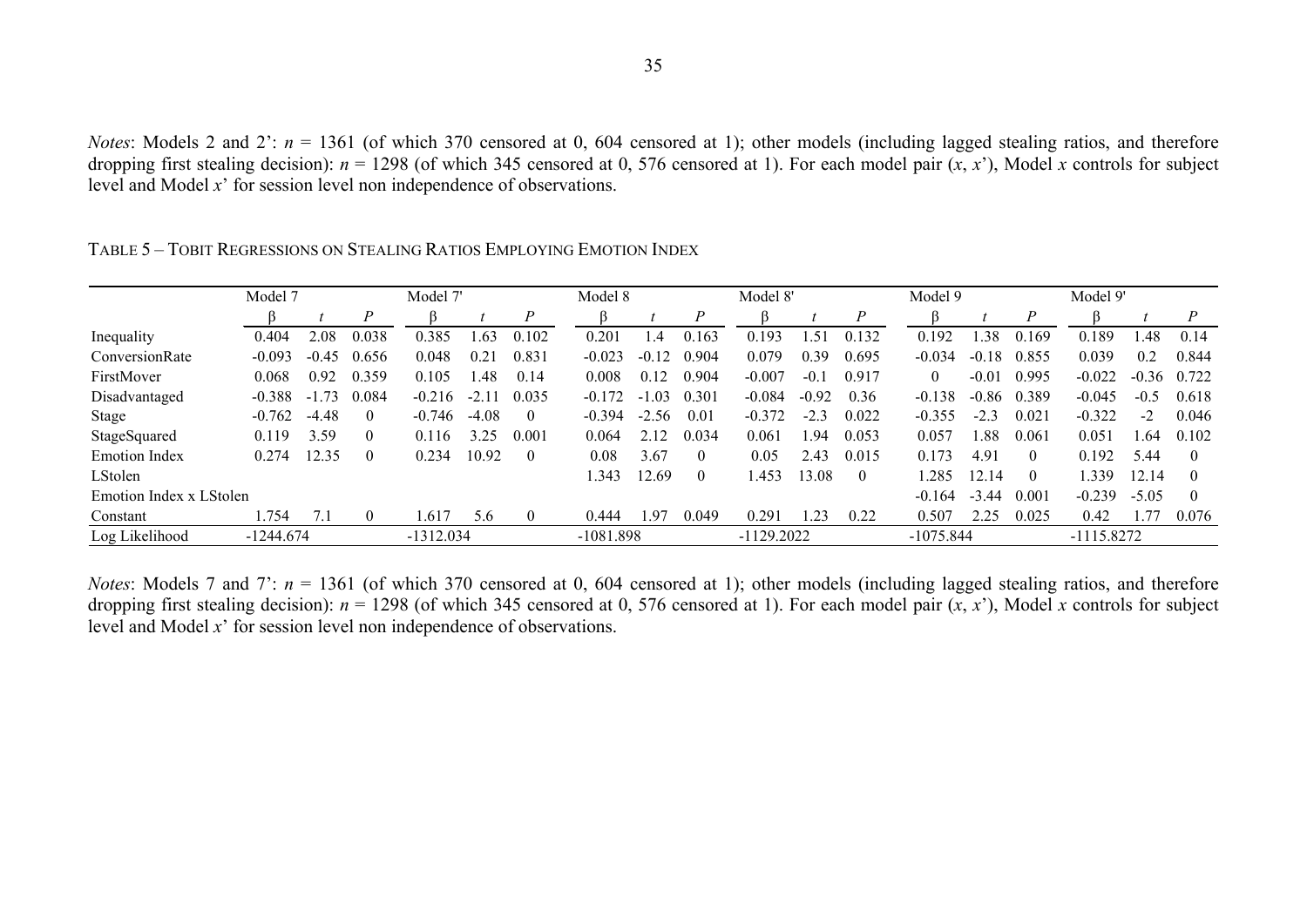*Notes*: Models 2 and 2': $n$ = 1361 (of which 370 censored at 0, 604 censored at 1); other models (including lagged stealing ratios, and therefore dropping first stealing decision): $n$ = 1298 (of which 345 censored at 0, 576 censored at 1). For each model pair ($x$, $x$'), Model $x$ controls for subject level and Model $x$' for session level non independence of observations.

TABLE 5 – TOBIT REGRESSIONS ON STEALING RATIOS EMPLOYING EMOTION INDEX

| | Model 7 | | | Model 7' | | | Model 8 | | | Model 8' | | | Model 9 | | | Model 9' | | |
|---|---|---|---|---|---|---|---|---|---|---|---|---|---|---|---|---|---|---|
| | β | $t$ | $P$ | β | $t$ | $P$ | β | $t$ | $P$ | β | $t$ | $P$ | β | $t$ | $P$ | β | $t$ | $P$ |
| Inequality | 0.404 | 2.08 | 0.038 | 0.385 | 1.63 | 0.102 | 0.201 | 1.4 | 0.163 | 0.193 | 1.51 | 0.132 | 0.192 | 1.38 | 0.169 | 0.189 | 1.48 | 0.14 |
| ConversionRate | -0.093 | -0.45 | 0.656 | 0.048 | 0.21 | 0.831 | -0.023 | -0.12 | 0.904 | 0.079 | 0.39 | 0.695 | -0.034 | -0.18 | 0.855 | 0.039 | 0.2 | 0.844 |
| FirstMover | 0.068 | 0.92 | 0.359 | 0.105 | 1.48 | 0.14 | 0.008 | 0.12 | 0.904 | -0.007 | -0.1 | 0.917 | 0 | -0.01 | 0.995 | -0.022 | -0.36 | 0.722 |
| Disadvantaged | -0.388 | -1.73 | 0.084 | -0.216 | -2.11 | 0.035 | -0.172 | -1.03 | 0.301 | -0.084 | -0.92 | 0.36 | -0.138 | -0.86 | 0.389 | -0.045 | -0.5 | 0.618 |
| Stage | -0.762 | -4.48 | 0 | -0.746 | -4.08 | 0 | -0.394 | -2.56 | 0.01 | -0.372 | -2.3 | 0.022 | -0.355 | -2.3 | 0.021 | -0.322 | -2 | 0.046 |
| StageSquared | 0.119 | 3.59 | 0 | 0.116 | 3.25 | 0.001 | 0.064 | 2.12 | 0.034 | 0.061 | 1.94 | 0.053 | 0.057 | 1.88 | 0.061 | 0.051 | 1.64 | 0.102 |
| Emotion Index | 0.274 | 12.35 | 0 | 0.234 | 10.92 | 0 | 0.08 | 3.67 | 0 | 0.05 | 2.43 | 0.015 | 0.173 | 4.91 | 0 | 0.192 | 5.44 | 0 |
| LStolen | | | | | | | 1.343 | 12.69 | 0 | 1.453 | 13.08 | 0 | 1.285 | 12.14 | 0 | 1.339 | 12.14 | 0 |
| Emotion Index x LStolen | | | | | | | | | | | | | -0.164 | -3.44 | 0.001 | -0.239 | -5.05 | 0 |
| Constant | 1.754 | 7.1 | 0 | 1.617 | 5.6 | 0 | 0.444 | 1.97 | 0.049 | 0.291 | 1.23 | 0.22 | 0.507 | 2.25 | 0.025 | 0.42 | 1.77 | 0.076 |
| Log Likelihood | -1244.674 | | | -1312.034 | | | -1081.898 | | | -1129.2022 | | | -1075.844 | | | -1115.8272 | | |

*Notes*: Models 7 and 7': $n$ = 1361 (of which 370 censored at 0, 604 censored at 1); other models (including lagged stealing ratios, and therefore dropping first stealing decision): $n$ = 1298 (of which 345 censored at 0, 576 censored at 1). For each model pair ($x$, $x$'), Model $x$ controls for subject level and Model $x$' for session level non independence of observations.